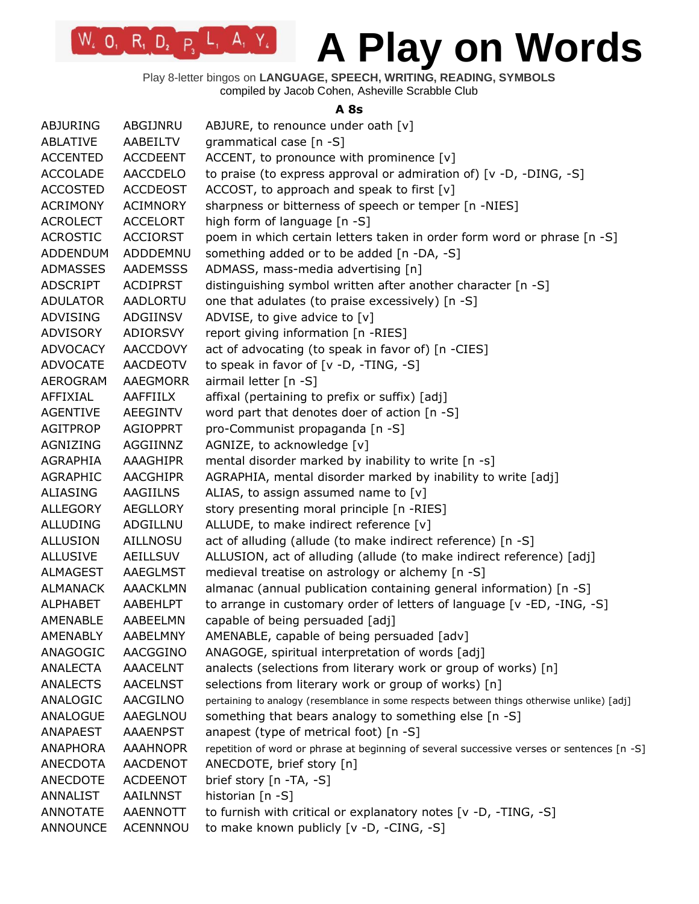# A Play on Words

Play 8-letter bingos on **LANGUAGE, SPEECH, WRITING, READING, SYMBOLS**
compiled by Jacob Cohen, Asheville Scrabble Club

### A 8s

| | | |
|---|---|---|
| ABJURING | ABGIJNRU | ABJURE, to renounce under oath [v] |
| ABLATIVE | AABEILTV | grammatical case [n -S] |
| ACCENTED | ACCDEENT | ACCENT, to pronounce with prominence [v] |
| ACCOLADE | AACCDELO | to praise (to express approval or admiration of) [v -D, -DING, -S] |
| ACCOSTED | ACCDEOST | ACCOST, to approach and speak to first [v] |
| ACRIMONY | ACIMNORY | sharpness or bitterness of speech or temper [n -NIES] |
| ACROLECT | ACCELORT | high form of language [n -S] |
| ACROSTIC | ACCIORST | poem in which certain letters taken in order form word or phrase [n -S] |
| ADDENDUM | ADDDEMNU | something added or to be added [n -DA, -S] |
| ADMASSES | AADEMSSS | ADMASS, mass-media advertising [n] |
| ADSCRIPT | ACDIPRST | distinguishing symbol written after another character [n -S] |
| ADULATOR | AADLORTU | one that adulates (to praise excessively) [n -S] |
| ADVISING | ADGIINSV | ADVISE, to give advice to [v] |
| ADVISORY | ADIORSVY | report giving information [n -RIES] |
| ADVOCACY | AACCDOVY | act of advocating (to speak in favor of) [n -CIES] |
| ADVOCATE | AACDEOTV | to speak in favor of [v -D, -TING, -S] |
| AEROGRAM | AAEGMORR | airmail letter [n -S] |
| AFFIXIAL | AAFFIILX | affixal (pertaining to prefix or suffix) [adj] |
| AGENTIVE | AEEGINTV | word part that denotes doer of action [n -S] |
| AGITPROP | AGIOPPRT | pro-Communist propaganda [n -S] |
| AGNIZING | AGGIINNZ | AGNIZE, to acknowledge [v] |
| AGRAPHIA | AAAGHIPR | mental disorder marked by inability to write [n -s] |
| AGRAPHIC | AACGHIPR | AGRAPHIA, mental disorder marked by inability to write [adj] |
| ALIASING | AAGIILNS | ALIAS, to assign assumed name to [v] |
| ALLEGORY | AEGLLORY | story presenting moral principle [n -RIES] |
| ALLUDING | ADGILLNU | ALLUDE, to make indirect reference [v] |
| ALLUSION | AILLNOSU | act of alluding (allude (to make indirect reference) [n -S] |
| ALLUSIVE | AEILLSUV | ALLUSION, act of alluding (allude (to make indirect reference) [adj] |
| ALMAGEST | AAEGLMST | medieval treatise on astrology or alchemy [n -S] |
| ALMANACK | AAACKLMN | almanac (annual publication containing general information) [n -S] |
| ALPHABET | AABEHLPT | to arrange in customary order of letters of language [v -ED, -ING, -S] |
| AMENABLE | AABEELMN | capable of being persuaded [adj] |
| AMENABLY | AABELMNY | AMENABLE, capable of being persuaded [adv] |
| ANAGOGIC | AACGGINO | ANAGOGE, spiritual interpretation of words [adj] |
| ANALECTA | AAACELNT | analects (selections from literary work or group of works) [n] |
| ANALECTS | AACELNST | selections from literary work or group of works) [n] |
| ANALOGIC | AACGILNO | pertaining to analogy (resemblance in some respects between things otherwise unlike) [adj] |
| ANALOGUE | AAEGLNOU | something that bears analogy to something else [n -S] |
| ANAPAEST | AAAENPST | anapest (type of metrical foot) [n -S] |
| ANAPHORA | AAAHNOPR | repetition of word or phrase at beginning of several successive verses or sentences [n -S] |
| ANECDOTA | AACDENOT | ANECDOTE, brief story [n] |
| ANECDOTE | ACDEENOT | brief story [n -TA, -S] |
| ANNALIST | AAILNNST | historian [n -S] |
| ANNOTATE | AAENNOTT | to furnish with critical or explanatory notes [v -D, -TING, -S] |
| ANNOUNCE | ACENNNOU | to make known publicly [v -D, -CING, -S] |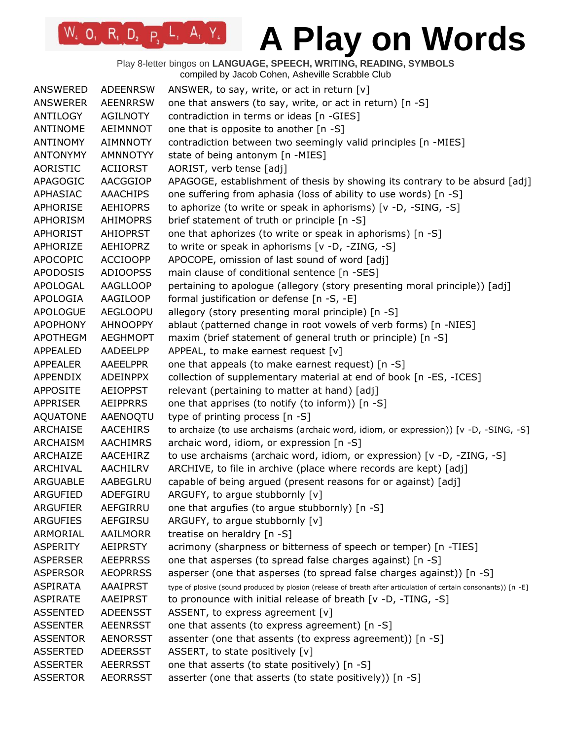# A Play on Words

Play 8-letter bingos on **LANGUAGE, SPEECH, WRITING, READING, SYMBOLS**
compiled by Jacob Cohen, Asheville Scrabble Club

| | | |
|---|---|---|
| ANSWERED | ADEENRSW | ANSWER, to say, write, or act in return [v] |
| ANSWERER | AEENRRSW | one that answers (to say, write, or act in return) [n -S] |
| ANTILOGY | AGILNOTY | contradiction in terms or ideas [n -GIES] |
| ANTINOME | AEIMNNOT | one that is opposite to another [n -S] |
| ANTINOMY | AIMNNOTY | contradiction between two seemingly valid principles [n -MIES] |
| ANTONYMY | AMNNOTYY | state of being antonym [n -MIES] |
| AORISTIC | ACIIORST | AORIST, verb tense [adj] |
| APAGOGIC | AACGGIOP | APAGOGE, establishment of thesis by showing its contrary to be absurd [adj] |
| APHASIAC | AAACHIPS | one suffering from aphasia (loss of ability to use words) [n -S] |
| APHORISE | AEHIOPRS | to aphorize (to write or speak in aphorisms) [v -D, -SING, -S] |
| APHORISM | AHIMOPRS | brief statement of truth or principle [n -S] |
| APHORIST | AHIOPRST | one that aphorizes (to write or speak in aphorisms) [n -S] |
| APHORIZE | AEHIOPRZ | to write or speak in aphorisms [v -D, -ZING, -S] |
| APOCOPIC | ACCIOOPP | APOCOPE, omission of last sound of word [adj] |
| APODOSIS | ADIOOPSS | main clause of conditional sentence [n -SES] |
| APOLOGAL | AAGLLOOP | pertaining to apologue (allegory (story presenting moral principle)) [adj] |
| APOLOGIA | AAGILOOP | formal justification or defense [n -S, -E] |
| APOLOGUE | AEGLOOPU | allegory (story presenting moral principle) [n -S] |
| APOPHONY | AHNOOPPY | ablaut (patterned change in root vowels of verb forms) [n -NIES] |
| APOTHEGM | AEGHMOPT | maxim (brief statement of general truth or principle) [n -S] |
| APPEALED | AADEELPP | APPEAL, to make earnest request [v] |
| APPEALER | AAEELPPR | one that appeals (to make earnest request) [n -S] |
| APPENDIX | ADEINPPX | collection of supplementary material at end of book [n -ES, -ICES] |
| APPOSITE | AEIOPPST | relevant (pertaining to matter at hand) [adj] |
| APPRISER | AEIPPRRS | one that apprises (to notify (to inform)) [n -S] |
| AQUATONE | AAENOQTU | type of printing process [n -S] |
| ARCHAISE | AACEHIRS | to archaize (to use archaisms (archaic word, idiom, or expression)) [v -D, -SING, -S] |
| ARCHAISM | AACHIMRS | archaic word, idiom, or expression [n -S] |
| ARCHAIZE | AACEHIRZ | to use archaisms (archaic word, idiom, or expression) [v -D, -ZING, -S] |
| ARCHIVAL | AACHILRV | ARCHIVE, to file in archive (place where records are kept) [adj] |
| ARGUABLE | AABEGLRU | capable of being argued (present reasons for or against) [adj] |
| ARGUFIED | ADEFGIRU | ARGUFY, to argue stubbornly [v] |
| ARGUFIER | AEFGIRRU | one that argufies (to argue stubbornly) [n -S] |
| ARGUFIES | AEFGIRSU | ARGUFY, to argue stubbornly [v] |
| ARMORIAL | AAILMORR | treatise on heraldry [n -S] |
| ASPERITY | AEIPRSTY | acrimony (sharpness or bitterness of speech or temper) [n -TIES] |
| ASPERSER | AEEPRRSS | one that asperses (to spread false charges against) [n -S] |
| ASPERSOR | AEOPRRSS | asperser (one that asperses (to spread false charges against)) [n -S] |
| ASPIRATA | AAAIPRST | type of plosive (sound produced by plosion (release of breath after articulation of certain consonants)) [n -E] |
| ASPIRATE | AAEIPRST | to pronounce with initial release of breath [v -D, -TING, -S] |
| ASSENTED | ADEENSST | ASSENT, to express agreement [v] |
| ASSENTER | AEENRSST | one that assents (to express agreement) [n -S] |
| ASSENTOR | AENORSST | assenter (one that assents (to express agreement)) [n -S] |
| ASSERTED | ADEERSST | ASSERT, to state positively [v] |
| ASSERTER | AEERRSST | one that asserts (to state positively) [n -S] |
| ASSERTOR | AEORRSST | asserter (one that asserts (to state positively)) [n -S] |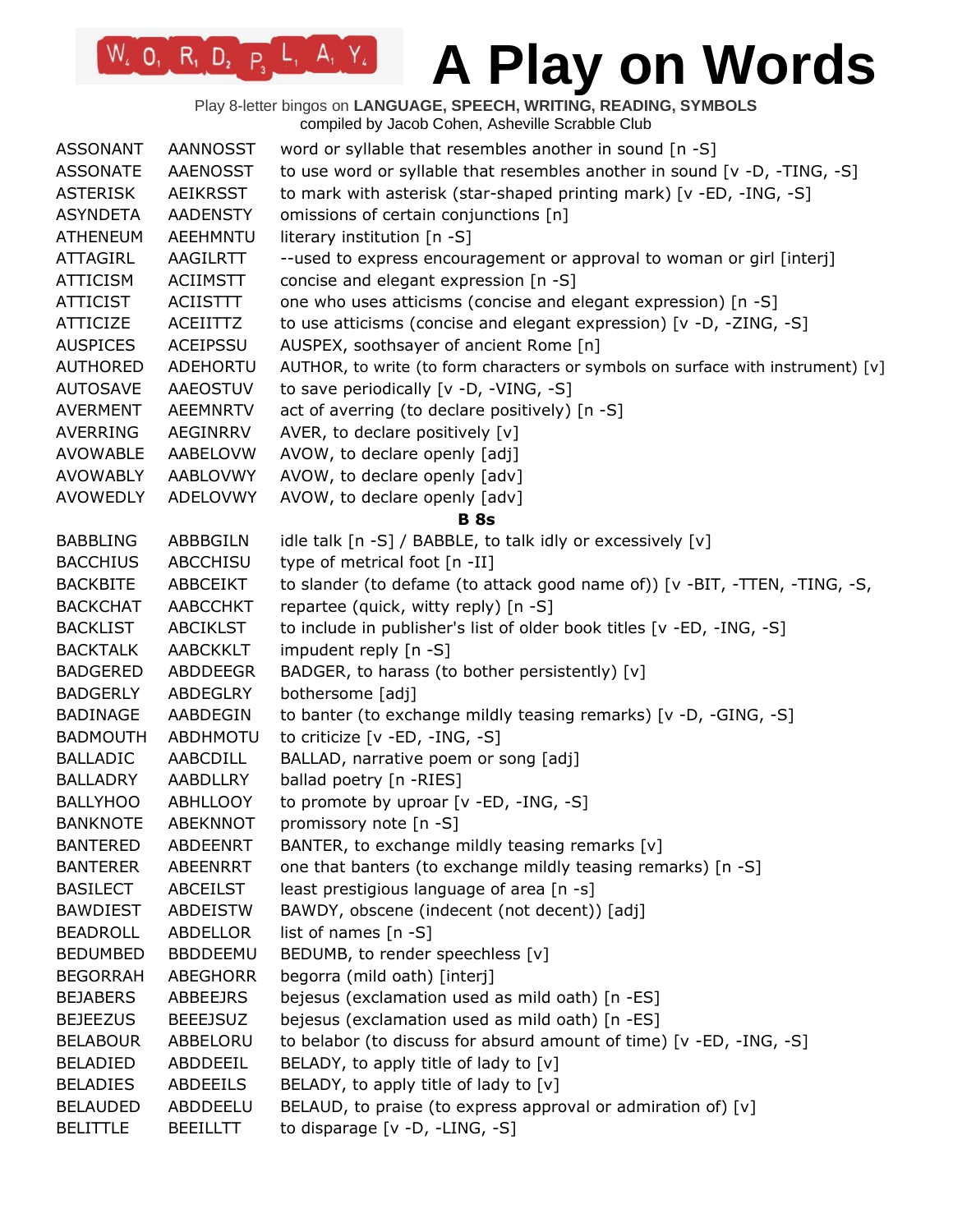# A Play on Words

Play 8-letter bingos on **LANGUAGE, SPEECH, WRITING, READING, SYMBOLS**
compiled by Jacob Cohen, Asheville Scrabble Club

| | | |
|---|---|---|
| ASSONANT | AANNOSST | word or syllable that resembles another in sound [n -S] |
| ASSONATE | AAENOSST | to use word or syllable that resembles another in sound [v -D, -TING, -S] |
| ASTERISK | AEIKRSST | to mark with asterisk (star-shaped printing mark) [v -ED, -ING, -S] |
| ASYNDETA | AADENSTY | omissions of certain conjunctions [n] |
| ATHENEUM | AEEHMNTU | literary institution [n -S] |
| ATTAGIRL | AAGILRTT | --used to express encouragement or approval to woman or girl [interj] |
| ATTICISM | ACIIMSTT | concise and elegant expression [n -S] |
| ATTICIST | ACIISTTT | one who uses atticisms (concise and elegant expression) [n -S] |
| ATTICIZE | ACEIITTZ | to use atticisms (concise and elegant expression) [v -D, -ZING, -S] |
| AUSPICES | ACEIPSSU | AUSPEX, soothsayer of ancient Rome [n] |
| AUTHORED | ADEHORTU | AUTHOR, to write (to form characters or symbols on surface with instrument) [v] |
| AUTOSAVE | AAEOSTUV | to save periodically [v -D, -VING, -S] |
| AVERMENT | AEEMNRTV | act of averring (to declare positively) [n -S] |
| AVERRING | AEGINRRV | AVER, to declare positively [v] |
| AVOWABLE | AABELOVW | AVOW, to declare openly [adj] |
| AVOWABLY | AABLOVWY | AVOW, to declare openly [adv] |
| AVOWEDLY | ADELOVWY | AVOW, to declare openly [adv] |

**B 8s**

| | | |
|---|---|---|
| BABBLING | ABBBGILN | idle talk [n -S] / BABBLE, to talk idly or excessively [v] |
| BACCHIUS | ABCCHISU | type of metrical foot [n -II] |
| BACKBITE | ABBCEIKT | to slander (to defame (to attack good name of)) [v -BIT, -TTEN, -TING, -S, |
| BACKCHAT | AABCCHKT | repartee (quick, witty reply) [n -S] |
| BACKLIST | ABCIKLST | to include in publisher's list of older book titles [v -ED, -ING, -S] |
| BACKTALK | AABCKKLT | impudent reply [n -S] |
| BADGERED | ABDDEEGR | BADGER, to harass (to bother persistently) [v] |
| BADGERLY | ABDEGLRY | bothersome [adj] |
| BADINAGE | AABDEGIN | to banter (to exchange mildly teasing remarks) [v -D, -GING, -S] |
| BADMOUTH | ABDHMOTU | to criticize [v -ED, -ING, -S] |
| BALLADIC | AABCDILL | BALLAD, narrative poem or song [adj] |
| BALLADRY | AABDLLRY | ballad poetry [n -RIES] |
| BALLYHOO | ABHLLOOY | to promote by uproar [v -ED, -ING, -S] |
| BANKNOTE | ABEKNNOT | promissory note [n -S] |
| BANTERED | ABDEENRT | BANTER, to exchange mildly teasing remarks [v] |
| BANTERER | ABEENRRT | one that banters (to exchange mildly teasing remarks) [n -S] |
| BASILECT | ABCEILST | least prestigious language of area [n -s] |
| BAWDIEST | ABDEISTW | BAWDY, obscene (indecent (not decent)) [adj] |
| BEADROLL | ABDELLOR | list of names [n -S] |
| BEDUMBED | BBDDEEMU | BEDUMB, to render speechless [v] |
| BEGORRAH | ABEGHORR | begorra (mild oath) [interj] |
| BEJABERS | ABBEEJRS | bejesus (exclamation used as mild oath) [n -ES] |
| BEJEEZUS | BEEEJSUZ | bejesus (exclamation used as mild oath) [n -ES] |
| BELABOUR | ABBELORU | to belabor (to discuss for absurd amount of time) [v -ED, -ING, -S] |
| BELADIED | ABDDEEIL | BELADY, to apply title of lady to [v] |
| BELADIES | ABDEEILS | BELADY, to apply title of lady to [v] |
| BELAUDED | ABDDEELU | BELAUD, to praise (to express approval or admiration of) [v] |
| BELITTLE | BEEILLTT | to disparage [v -D, -LING, -S] |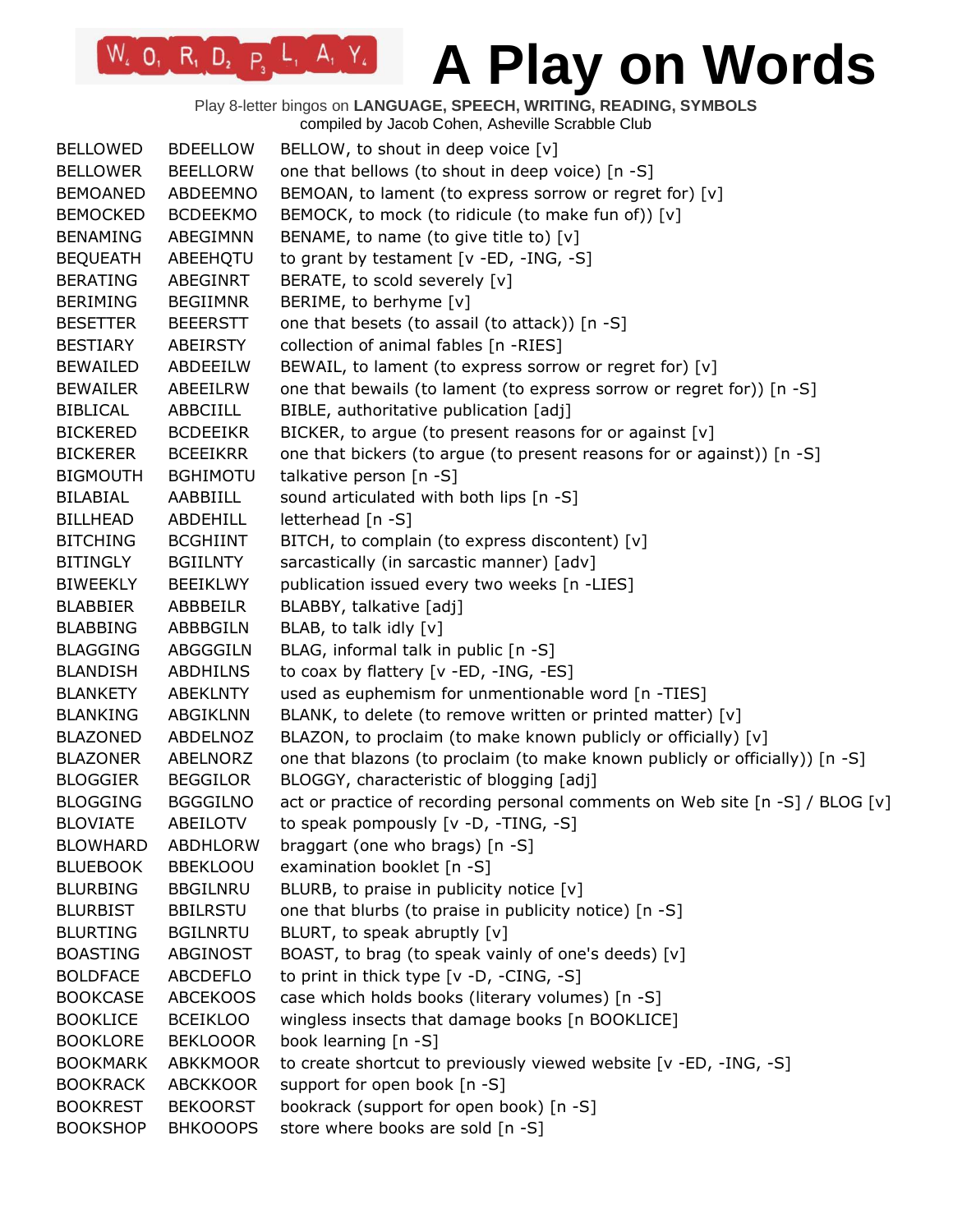# A Play on Words

Play 8-letter bingos on **LANGUAGE, SPEECH, WRITING, READING, SYMBOLS**
compiled by Jacob Cohen, Asheville Scrabble Club

| | | |
|---|---|---|
| BELLOWED | BDEELLOW | BELLOW, to shout in deep voice [v] |
| BELLOWER | BEELLORW | one that bellows (to shout in deep voice) [n -S] |
| BEMOANED | ABDEEMNO | BEMOAN, to lament (to express sorrow or regret for) [v] |
| BEMOCKED | BCDEEKMO | BEMOCK, to mock (to ridicule (to make fun of)) [v] |
| BENAMING | ABEGIMNN | BENAME, to name (to give title to) [v] |
| BEQUEATH | ABEEHQTU | to grant by testament [v -ED, -ING, -S] |
| BERATING | ABEGINRT | BERATE, to scold severely [v] |
| BERIMING | BEGIIMNR | BERIME, to berhyme [v] |
| BESETTER | BEEERSTT | one that besets (to assail (to attack)) [n -S] |
| BESTIARY | ABEIRSTY | collection of animal fables [n -RIES] |
| BEWAILED | ABDEEILW | BEWAIL, to lament (to express sorrow or regret for) [v] |
| BEWAILER | ABEEILRW | one that bewails (to lament (to express sorrow or regret for)) [n -S] |
| BIBLICAL | ABBCIILL | BIBLE, authoritative publication [adj] |
| BICKERED | BCDEEIKR | BICKER, to argue (to present reasons for or against [v] |
| BICKERER | BCEEIKRR | one that bickers (to argue (to present reasons for or against)) [n -S] |
| BIGMOUTH | BGHIMOTU | talkative person [n -S] |
| BILABIAL | AABBIILL | sound articulated with both lips [n -S] |
| BILLHEAD | ABDEHILL | letterhead [n -S] |
| BITCHING | BCGHIINT | BITCH, to complain (to express discontent) [v] |
| BITINGLY | BGIILNTY | sarcastically (in sarcastic manner) [adv] |
| BIWEEKLY | BEEIKLWY | publication issued every two weeks [n -LIES] |
| BLABBIER | ABBBEILR | BLABBY, talkative [adj] |
| BLABBING | ABBBGILN | BLAB, to talk idly [v] |
| BLAGGING | ABGGGILN | BLAG, informal talk in public [n -S] |
| BLANDISH | ABDHILNS | to coax by flattery [v -ED, -ING, -ES] |
| BLANKETY | ABEKLNTY | used as euphemism for unmentionable word [n -TIES] |
| BLANKING | ABGIKLNN | BLANK, to delete (to remove written or printed matter) [v] |
| BLAZONED | ABDELNOZ | BLAZON, to proclaim (to make known publicly or officially) [v] |
| BLAZONER | ABELNORZ | one that blazons (to proclaim (to make known publicly or officially)) [n -S] |
| BLOGGIER | BEGGILOR | BLOGGY, characteristic of blogging [adj] |
| BLOGGING | BGGGILNO | act or practice of recording personal comments on Web site [n -S] / BLOG [v] |
| BLOVIATE | ABEILOTV | to speak pompously [v -D, -TING, -S] |
| BLOWHARD | ABDHLORW | braggart (one who brags) [n -S] |
| BLUEBOOK | BBEKLOOU | examination booklet [n -S] |
| BLURBING | BBGILNRU | BLURB, to praise in publicity notice [v] |
| BLURBIST | BBILRSTU | one that blurbs (to praise in publicity notice) [n -S] |
| BLURTING | BGILNRTU | BLURT, to speak abruptly [v] |
| BOASTING | ABGINOST | BOAST, to brag (to speak vainly of one's deeds) [v] |
| BOLDFACE | ABCDEFLO | to print in thick type [v -D, -CING, -S] |
| BOOKCASE | ABCEKOOS | case which holds books (literary volumes) [n -S] |
| BOOKLICE | BCEIKLOO | wingless insects that damage books [n BOOKLICE] |
| BOOKLORE | BEKLOOOR | book learning [n -S] |
| BOOKMARK | ABKKMOOR | to create shortcut to previously viewed website [v -ED, -ING, -S] |
| BOOKRACK | ABCKKOOR | support for open book [n -S] |
| BOOKREST | BEKOORST | bookrack (support for open book) [n -S] |
| BOOKSHOP | BHKOOOPS | store where books are sold [n -S] |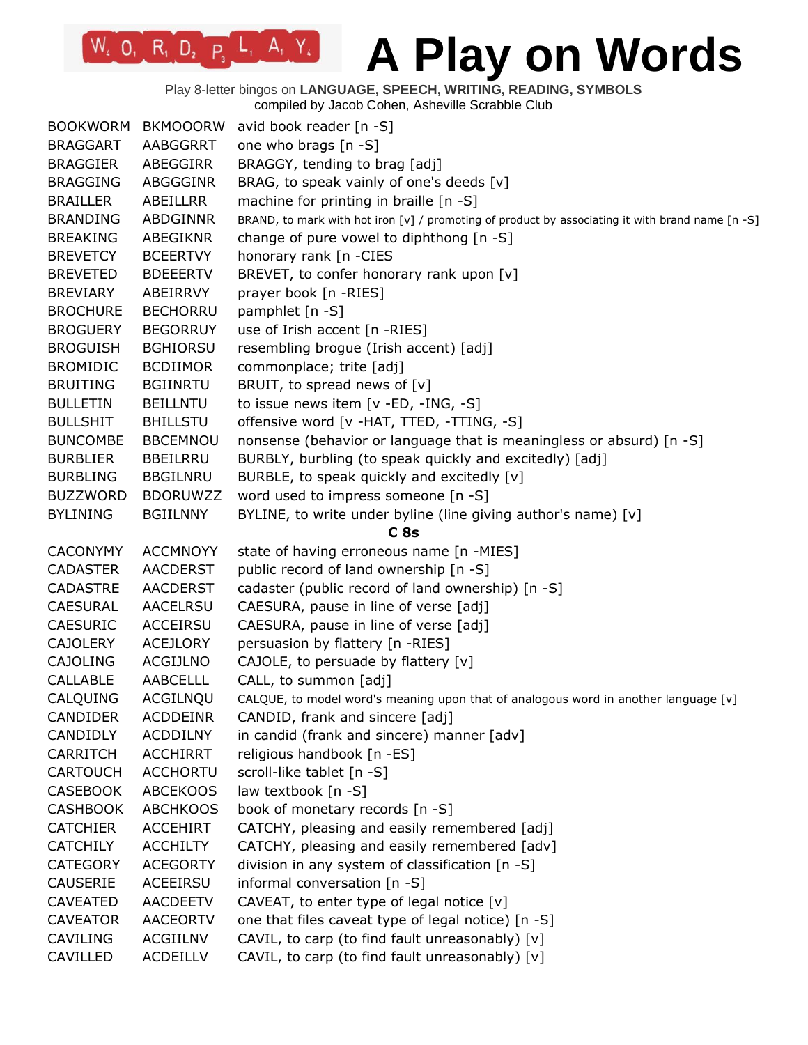# A Play on Words

Play 8-letter bingos on **LANGUAGE, SPEECH, WRITING, READING, SYMBOLS**
compiled by Jacob Cohen, Asheville Scrabble Club

| | | |
|---|---|---|
| BOOKWORM | BKMOOORW | avid book reader [n -S] |
| BRAGGART | AABGGRRT | one who brags [n -S] |
| BRAGGIER | ABEGGIRR | BRAGGY, tending to brag [adj] |
| BRAGGING | ABGGGINR | BRAG, to speak vainly of one's deeds [v] |
| BRAILLER | ABEILLRR | machine for printing in braille [n -S] |
| BRANDING | ABDGINNR | BRAND, to mark with hot iron [v] / promoting of product by associating it with brand name [n -S] |
| BREAKING | ABEGIKNR | change of pure vowel to diphthong [n -S] |
| BREVETCY | BCEERTVY | honorary rank [n -CIES |
| BREVETED | BDEEERTV | BREVET, to confer honorary rank upon [v] |
| BREVIARY | ABEIRRVY | prayer book [n -RIES] |
| BROCHURE | BECHORRU | pamphlet [n -S] |
| BROGUERY | BEGORRUY | use of Irish accent [n -RIES] |
| BROGUISH | BGHIORSU | resembling brogue (Irish accent) [adj] |
| BROMIDIC | BCDIIMOR | commonplace; trite [adj] |
| BRUITING | BGIINRTU | BRUIT, to spread news of [v] |
| BULLETIN | BEILLNTU | to issue news item [v -ED, -ING, -S] |
| BULLSHIT | BHILLSTU | offensive word [v -HAT, TTED, -TTING, -S] |
| BUNCOMBE | BBCEMNOU | nonsense (behavior or language that is meaningless or absurd) [n -S] |
| BURBLIER | BBEILRRU | BURBLY, burbling (to speak quickly and excitedly) [adj] |
| BURBLING | BBGILNRU | BURBLE, to speak quickly and excitedly [v] |
| BUZZWORD | BDORUWZZ | word used to impress someone [n -S] |
| BYLINING | BGIILNNY | BYLINE, to write under byline (line giving author's name) [v] |

## C 8s

| | | |
|---|---|---|
| CACONYMY | ACCMNOYY | state of having erroneous name [n -MIES] |
| CADASTER | AACDERST | public record of land ownership [n -S] |
| CADASTRE | AACDERST | cadaster (public record of land ownership) [n -S] |
| CAESURAL | AACELRSU | CAESURA, pause in line of verse [adj] |
| CAESURIC | ACCEIRSU | CAESURA, pause in line of verse [adj] |
| CAJOLERY | ACEJLORY | persuasion by flattery [n -RIES] |
| CAJOLING | ACGIJLNO | CAJOLE, to persuade by flattery [v] |
| CALLABLE | AABCELLL | CALL, to summon [adj] |
| CALQUING | ACGILNQU | CALQUE, to model word's meaning upon that of analogous word in another language [v] |
| CANDIDER | ACDDEINR | CANDID, frank and sincere [adj] |
| CANDIDLY | ACDDILNY | in candid (frank and sincere) manner [adv] |
| CARRITCH | ACCHIRRT | religious handbook [n -ES] |
| CARTOUCH | ACCHORTU | scroll-like tablet [n -S] |
| CASEBOOK | ABCEKOOS | law textbook [n -S] |
| CASHBOOK | ABCHKOOS | book of monetary records [n -S] |
| CATCHIER | ACCEHIRT | CATCHY, pleasing and easily remembered [adj] |
| CATCHILY | ACCHILTY | CATCHY, pleasing and easily remembered [adv] |
| CATEGORY | ACEGORTY | division in any system of classification [n -S] |
| CAUSERIE | ACEEIRSU | informal conversation [n -S] |
| CAVEATED | AACDEETV | CAVEAT, to enter type of legal notice [v] |
| CAVEATOR | AACEORTV | one that files caveat type of legal notice) [n -S] |
| CAVILING | ACGIILNV | CAVIL, to carp (to find fault unreasonably) [v] |
| CAVILLED | ACDEILLV | CAVIL, to carp (to find fault unreasonably) [v] |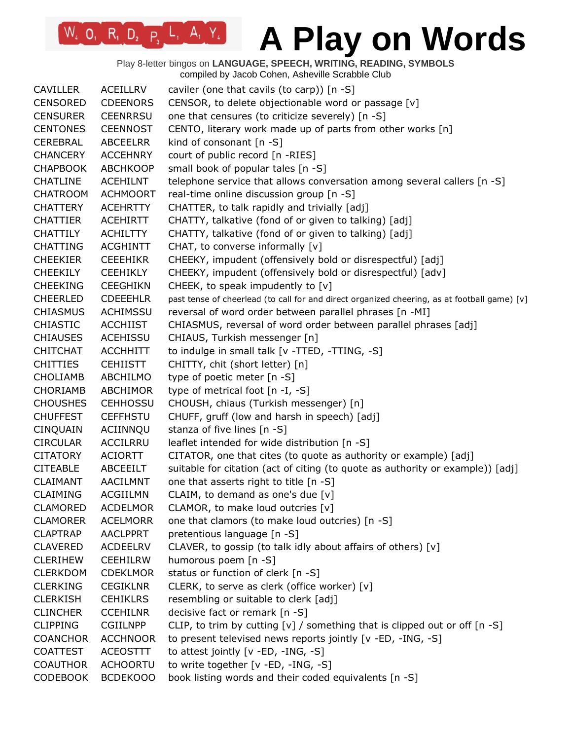# A Play on Words

Play 8-letter bingos on **LANGUAGE, SPEECH, WRITING, READING, SYMBOLS**
compiled by Jacob Cohen, Asheville Scrabble Club

| | | |
|---|---|---|
| CAVILLER | ACEILLRV | caviler (one that cavils (to carp)) [n -S] |
| CENSORED | CDEENORS | CENSOR, to delete objectionable word or passage [v] |
| CENSURER | CEENRRSU | one that censures (to criticize severely) [n -S] |
| CENTONES | CEENNOST | CENTO, literary work made up of parts from other works [n] |
| CEREBRAL | ABCEELRR | kind of consonant [n -S] |
| CHANCERY | ACCEHNRY | court of public record [n -RIES] |
| CHAPBOOK | ABCHKOOP | small book of popular tales [n -S] |
| CHATLINE | ACEHILNT | telephone service that allows conversation among several callers [n -S] |
| CHATROOM | ACHMOORT | real-time online discussion group [n -S] |
| CHATTERY | ACEHRTTY | CHATTER, to talk rapidly and trivially [adj] |
| CHATTIER | ACEHIRTT | CHATTY, talkative (fond of or given to talking) [adj] |
| CHATTILY | ACHILTTY | CHATTY, talkative (fond of or given to talking) [adj] |
| CHATTING | ACGHINTT | CHAT, to converse informally [v] |
| CHEEKIER | CEEEHIKR | CHEEKY, impudent (offensively bold or disrespectful) [adj] |
| CHEEKILY | CEEHIKLY | CHEEKY, impudent (offensively bold or disrespectful) [adv] |
| CHEEKING | CEEGHIKN | CHEEK, to speak impudently to [v] |
| CHEERLED | CDEEEHLR | past tense of cheerlead (to call for and direct organized cheering, as at football game) [v] |
| CHIASMUS | ACHIMSSU | reversal of word order between parallel phrases [n -MI] |
| CHIASTIC | ACCHIIST | CHIASMUS, reversal of word order between parallel phrases [adj] |
| CHIAUSES | ACEHISSU | CHIAUS, Turkish messenger [n] |
| CHITCHAT | ACCHHITT | to indulge in small talk [v -TTED, -TTING, -S] |
| CHITTIES | CEHIISTT | CHITTY, chit (short letter) [n] |
| CHOLIAMB | ABCHILMO | type of poetic meter [n -S] |
| CHORIAMB | ABCHIMOR | type of metrical foot [n -I, -S] |
| CHOUSHES | CEHHOSSU | CHOUSH, chiaus (Turkish messenger) [n] |
| CHUFFEST | CEFFHSTU | CHUFF, gruff (low and harsh in speech) [adj] |
| CINQUAIN | ACIINNQU | stanza of five lines [n -S] |
| CIRCULAR | ACCILRRU | leaflet intended for wide distribution [n -S] |
| CITATORY | ACIORTTY | CITATOR, one that cites (to quote as authority or example) [adj] |
| CITEABLE | ABCEEILT | suitable for citation (act of citing (to quote as authority or example)) [adj] |
| CLAIMANT | AACILMNT | one that asserts right to title [n -S] |
| CLAIMING | ACGIILMN | CLAIM, to demand as one's due [v] |
| CLAMORED | ACDELMOR | CLAMOR, to make loud outcries [v] |
| CLAMORER | ACELMORR | one that clamors (to make loud outcries) [n -S] |
| CLAPTRAP | AACLPPRT | pretentious language [n -S] |
| CLAVERED | ACDEELRV | CLAVER, to gossip (to talk idly about affairs of others) [v] |
| CLERIHEW | CEEHILRW | humorous poem [n -S] |
| CLERKDOM | CDEKLMOR | status or function of clerk [n -S] |
| CLERKING | CEGIKLNR | CLERK, to serve as clerk (office worker) [v] |
| CLERKISH | CEHIKLRS | resembling or suitable to clerk [adj] |
| CLINCHER | CCEHILNR | decisive fact or remark [n -S] |
| CLIPPING | CGIILNPP | CLIP, to trim by cutting [v] / something that is clipped out or off [n -S] |
| COANCHOR | ACCHNOOR | to present televised news reports jointly [v -ED, -ING, -S] |
| COATTEST | ACEOSTTT | to attest jointly [v -ED, -ING, -S] |
| COAUTHOR | ACHOORTU | to write together [v -ED, -ING, -S] |
| CODEBOOK | BCDEKOOO | book listing words and their coded equivalents [n -S] |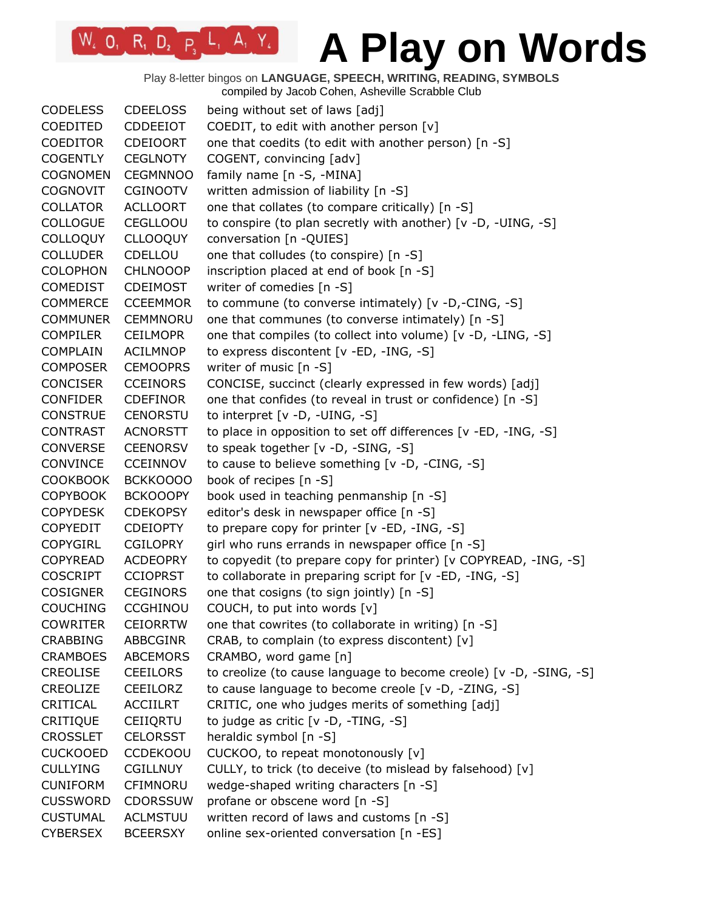# A Play on Words

Play 8-letter bingos on **LANGUAGE, SPEECH, WRITING, READING, SYMBOLS**
compiled by Jacob Cohen, Asheville Scrabble Club

| | | |
|---|---|---|
| CODELESS | CDEELOSS | being without set of laws [adj] |
| COEDITED | CDDEEIOT | COEDIT, to edit with another person [v] |
| COEDITOR | CDEIOORT | one that coedits (to edit with another person) [n -S] |
| COGENTLY | CEGLNOTY | COGENT, convincing [adv] |
| COGNOMEN | CEGMNNOO | family name [n -S, -MINA] |
| COGNOVIT | CGINOOTV | written admission of liability [n -S] |
| COLLATOR | ACLLOORT | one that collates (to compare critically) [n -S] |
| COLLOGUE | CEGLLOOU | to conspire (to plan secretly with another) [v -D, -UING, -S] |
| COLLOQUY | CLLOOQUY | conversation [n -QUIES] |
| COLLUDER | CDELLOU | one that colludes (to conspire) [n -S] |
| COLOPHON | CHLNOOOP | inscription placed at end of book [n -S] |
| COMEDIST | CDEIMOST | writer of comedies [n -S] |
| COMMERCE | CCEEMMOR | to commune (to converse intimately) [v -D,-CING, -S] |
| COMMUNER | CEMMNORU | one that communes (to converse intimately) [n -S] |
| COMPILER | CEILMOPR | one that compiles (to collect into volume) [v -D, -LING, -S] |
| COMPLAIN | ACILMNOP | to express discontent [v -ED, -ING, -S] |
| COMPOSER | CEMOOPRS | writer of music [n -S] |
| CONCISER | CCEINORS | CONCISE, succinct (clearly expressed in few words) [adj] |
| CONFIDER | CDEFINOR | one that confides (to reveal in trust or confidence) [n -S] |
| CONSTRUE | CENORSTU | to interpret [v -D, -UING, -S] |
| CONTRAST | ACNORSTT | to place in opposition to set off differences [v -ED, -ING, -S] |
| CONVERSE | CEENORSV | to speak together [v -D, -SING, -S] |
| CONVINCE | CCEINNOV | to cause to believe something [v -D, -CING, -S] |
| COOKBOOK | BCKKOOOO | book of recipes [n -S] |
| COPYBOOK | BCKOOOPY | book used in teaching penmanship [n -S] |
| COPYDESK | CDEKOPSY | editor's desk in newspaper office [n -S] |
| COPYEDIT | CDEIOPTY | to prepare copy for printer [v -ED, -ING, -S] |
| COPYGIRL | CGILOPRY | girl who runs errands in newspaper office [n -S] |
| COPYREAD | ACDEOPRY | to copyedit (to prepare copy for printer) [v COPYREAD, -ING, -S] |
| COSCRIPT | CCIOPRST | to collaborate in preparing script for [v -ED, -ING, -S] |
| COSIGNER | CEGINORS | one that cosigns (to sign jointly) [n -S] |
| COUCHING | CCGHINOU | COUCH, to put into words [v] |
| COWRITER | CEIORRTW | one that cowrites (to collaborate in writing) [n -S] |
| CRABBING | ABBCGINR | CRAB, to complain (to express discontent) [v] |
| CRAMBOES | ABCEMORS | CRAMBO, word game [n] |
| CREOLISE | CEEILORS | to creolize (to cause language to become creole) [v -D, -SING, -S] |
| CREOLIZE | CEEILORZ | to cause language to become creole [v -D, -ZING, -S] |
| CRITICAL | ACCIILRT | CRITIC, one who judges merits of something [adj] |
| CRITIQUE | CEIIQRTU | to judge as critic [v -D, -TING, -S] |
| CROSSLET | CELORSST | heraldic symbol [n -S] |
| CUCKOOED | CCDEKOOU | CUCKOO, to repeat monotonously [v] |
| CULLYING | CGILLNUY | CULLY, to trick (to deceive (to mislead by falsehood) [v] |
| CUNIFORM | CFIMNORU | wedge-shaped writing characters [n -S] |
| CUSSWORD | CDORSSUW | profane or obscene word [n -S] |
| CUSTUMAL | ACLMSTUU | written record of laws and customs [n -S] |
| CYBERSEX | BCEERSXY | online sex-oriented conversation [n -ES] |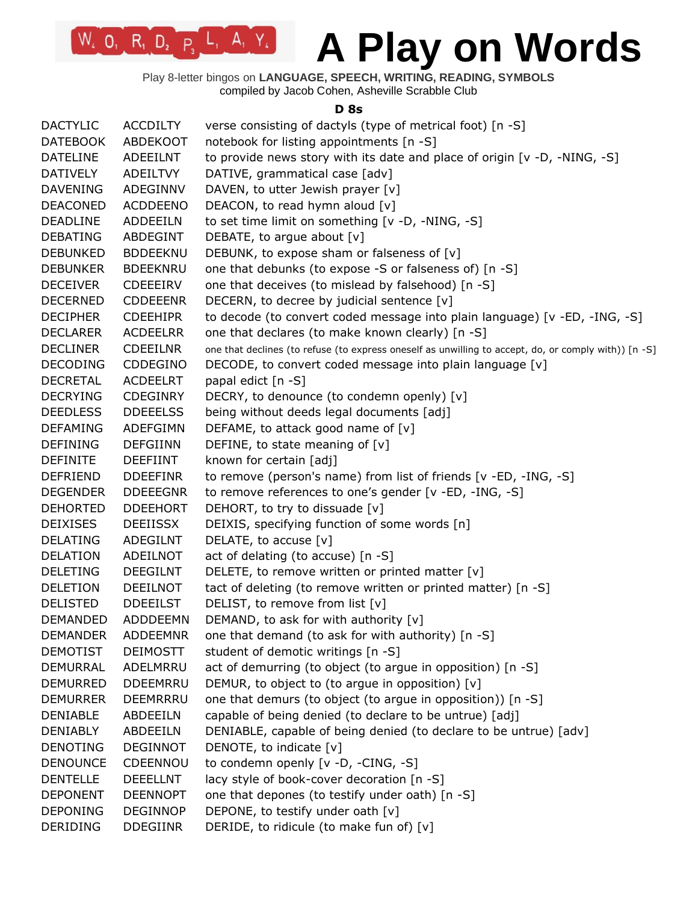# A Play on Words

Play 8-letter bingos on **LANGUAGE, SPEECH, WRITING, READING, SYMBOLS**
compiled by Jacob Cohen, Asheville Scrabble Club

**D 8s**

| | | |
|---|---|---|
| DACTYLIC | ACCDILTY | verse consisting of dactyls (type of metrical foot) [n -S] |
| DATEBOOK | ABDEKOOT | notebook for listing appointments [n -S] |
| DATELINE | ADEEILNT | to provide news story with its date and place of origin [v -D, -NING, -S] |
| DATIVELY | ADEILTVY | DATIVE, grammatical case [adv] |
| DAVENING | ADEGINNV | DAVEN, to utter Jewish prayer [v] |
| DEACONED | ACDDEENO | DEACON, to read hymn aloud [v] |
| DEADLINE | ADDEEILN | to set time limit on something [v -D, -NING, -S] |
| DEBATING | ABDEGINT | DEBATE, to argue about [v] |
| DEBUNKED | BDDEEKNU | DEBUNK, to expose sham or falseness of [v] |
| DEBUNKER | BDEEKNRU | one that debunks (to expose -S or falseness of) [n -S] |
| DECEIVER | CDEEEIRV | one that deceives (to mislead by falsehood) [n -S] |
| DECERNED | CDDEEENR | DECERN, to decree by judicial sentence [v] |
| DECIPHER | CDEEHIPR | to decode (to convert coded message into plain language) [v -ED, -ING, -S] |
| DECLARER | ACDEELRR | one that declares (to make known clearly) [n -S] |
| DECLINER | CDEEILNR | one that declines (to refuse (to express oneself as unwilling to accept, do, or comply with)) [n -S] |
| DECODING | CDDEGINO | DECODE, to convert coded message into plain language [v] |
| DECRETAL | ACDEELRT | papal edict [n -S] |
| DECRYING | CDEGINRY | DECRY, to denounce (to condemn openly) [v] |
| DEEDLESS | DDEEELSS | being without deeds legal documents [adj] |
| DEFAMING | ADEFGIMN | DEFAME, to attack good name of [v] |
| DEFINING | DEFGIINN | DEFINE, to state meaning of [v] |
| DEFINITE | DEEFIINT | known for certain [adj] |
| DEFRIEND | DDEEFINR | to remove (person's name) from list of friends [v -ED, -ING, -S] |
| DEGENDER | DDEEEGNR | to remove references to one's gender [v -ED, -ING, -S] |
| DEHORTED | DDEEHORT | DEHORT, to try to dissuade [v] |
| DEIXISES | DEEIISSX | DEIXIS, specifying function of some words [n] |
| DELATING | ADEGILNT | DELATE, to accuse [v] |
| DELATION | ADEILNOT | act of delating (to accuse) [n -S] |
| DELETING | DEEGILNT | DELETE, to remove written or printed matter [v] |
| DELETION | DEEILNOT | tact of deleting (to remove written or printed matter) [n -S] |
| DELISTED | DDEEILST | DELIST, to remove from list [v] |
| DEMANDED | ADDDEEMN | DEMAND, to ask for with authority [v] |
| DEMANDER | ADDEEMNR | one that demand (to ask for with authority) [n -S] |
| DEMOTIST | DEIMOSTT | student of demotic writings [n -S] |
| DEMURRAL | ADELMRRU | act of demurring (to object (to argue in opposition) [n -S] |
| DEMURRED | DDEEMRRU | DEMUR, to object to (to argue in opposition) [v] |
| DEMURRER | DEEMRRRU | one that demurs (to object (to argue in opposition)) [n -S] |
| DENIABLE | ABDEEILN | capable of being denied (to declare to be untrue) [adj] |
| DENIABLY | ABDEEILN | DENIABLE, capable of being denied (to declare to be untrue) [adv] |
| DENOTING | DEGINNOT | DENOTE, to indicate [v] |
| DENOUNCE | CDEENNOU | to condemn openly [v -D, -CING, -S] |
| DENTELLE | DEEELLNT | lacy style of book-cover decoration [n -S] |
| DEPONENT | DEENNOPT | one that depones (to testify under oath) [n -S] |
| DEPONING | DEGINNOP | DEPONE, to testify under oath [v] |
| DERIDING | DDEGIINR | DERIDE, to ridicule (to make fun of) [v] |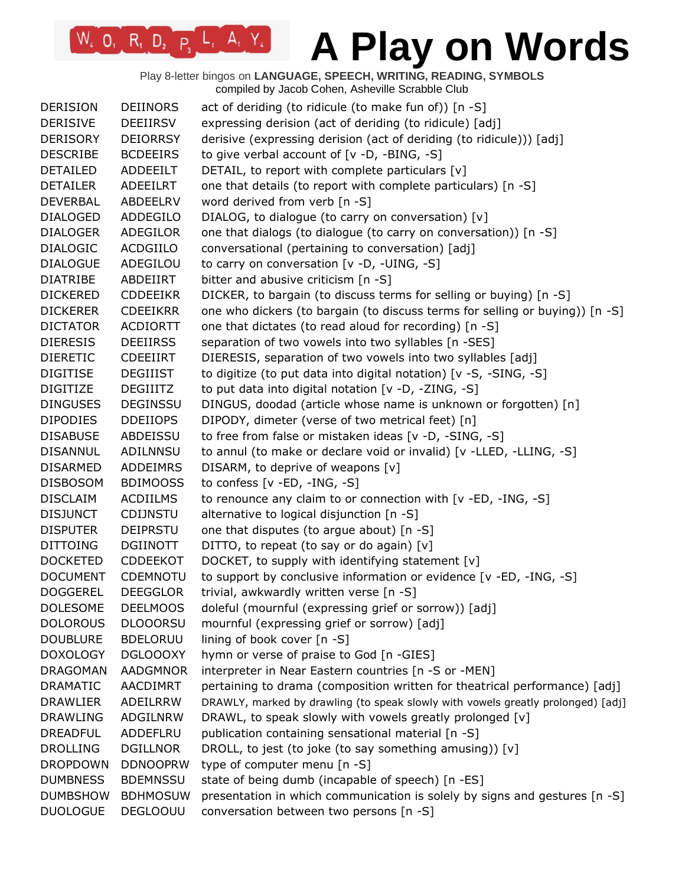# A Play on Words

Play 8-letter bingos on **LANGUAGE, SPEECH, WRITING, READING, SYMBOLS**
compiled by Jacob Cohen, Asheville Scrabble Club

| | | |
|---|---|---|
| DERISION | DEIINORS | act of deriding (to ridicule (to make fun of)) [n -S] |
| DERISIVE | DEEIIRSV | expressing derision (act of deriding (to ridicule) [adj] |
| DERISORY | DEIORRSY | derisive (expressing derision (act of deriding (to ridicule))) [adj] |
| DESCRIBE | BCDEEIRS | to give verbal account of [v -D, -BING, -S] |
| DETAILED | ADDEEILT | DETAIL, to report with complete particulars [v] |
| DETAILER | ADEEILRT | one that details (to report with complete particulars) [n -S] |
| DEVERBAL | ABDEELRV | word derived from verb [n -S] |
| DIALOGED | ADDEGILO | DIALOG, to dialogue (to carry on conversation) [v] |
| DIALOGER | ADEGILOR | one that dialogs (to dialogue (to carry on conversation)) [n -S] |
| DIALOGIC | ACDGIILO | conversational (pertaining to conversation) [adj] |
| DIALOGUE | ADEGILOU | to carry on conversation [v -D, -UING, -S] |
| DIATRIBE | ABDEIIRT | bitter and abusive criticism [n -S] |
| DICKERED | CDDEEIKR | DICKER, to bargain (to discuss terms for selling or buying) [n -S] |
| DICKERER | CDEEIKRR | one who dickers (to bargain (to discuss terms for selling or buying)) [n -S] |
| DICTATOR | ACDIORTT | one that dictates (to read aloud for recording) [n -S] |
| DIERESIS | DEEIIRSS | separation of two vowels into two syllables [n -SES] |
| DIERETIC | CDEEIIRT | DIERESIS, separation of two vowels into two syllables [adj] |
| DIGITISE | DEGIIIST | to digitize (to put data into digital notation) [v -S, -SING, -S] |
| DIGITIZE | DEGIIITZ | to put data into digital notation [v -D, -ZING, -S] |
| DINGUSES | DEGINSSU | DINGUS, doodad (article whose name is unknown or forgotten) [n] |
| DIPODIES | DDEIIOPS | DIPODY, dimeter (verse of two metrical feet) [n] |
| DISABUSE | ABDEISSU | to free from false or mistaken ideas [v -D, -SING, -S] |
| DISANNUL | ADILNNSU | to annul (to make or declare void or invalid) [v -LLED, -LLING, -S] |
| DISARMED | ADDEIMRS | DISARM, to deprive of weapons [v] |
| DISBOSOM | BDIMOOSS | to confess [v -ED, -ING, -S] |
| DISCLAIM | ACDIILMS | to renounce any claim to or connection with [v -ED, -ING, -S] |
| DISJUNCT | CDIJNSTU | alternative to logical disjunction [n -S] |
| DISPUTER | DEIPRSTU | one that disputes (to argue about) [n -S] |
| DITTOING | DGIINOTT | DITTO, to repeat (to say or do again) [v] |
| DOCKETED | CDDEEKOT | DOCKET, to supply with identifying statement [v] |
| DOCUMENT | CDEMNOTU | to support by conclusive information or evidence [v -ED, -ING, -S] |
| DOGGEREL | DEEGGLOR | trivial, awkwardly written verse [n -S] |
| DOLESOME | DEELMOOS | doleful (mournful (expressing grief or sorrow)) [adj] |
| DOLOROUS | DLOOORSU | mournful (expressing grief or sorrow) [adj] |
| DOUBLURE | BDELORUU | lining of book cover [n -S] |
| DOXOLOGY | DGLOOOXY | hymn or verse of praise to God [n -GIES] |
| DRAGOMAN | AADGMNOR | interpreter in Near Eastern countries [n -S or -MEN] |
| DRAMATIC | AACDIMRT | pertaining to drama (composition written for theatrical performance) [adj] |
| DRAWLIER | ADEILRRW | DRAWLY, marked by drawling (to speak slowly with vowels greatly prolonged) [adj] |
| DRAWLING | ADGILNRW | DRAWL, to speak slowly with vowels greatly prolonged [v] |
| DREADFUL | ADDEFLRU | publication containing sensational material [n -S] |
| DROLLING | DGILLNOR | DROLL, to jest (to joke (to say something amusing)) [v] |
| DROPDOWN | DDNOOPRW | type of computer menu [n -S] |
| DUMBNESS | BDEMNSSU | state of being dumb (incapable of speech) [n -ES] |
| DUMBSHOW | BDHMOSUW | presentation in which communication is solely by signs and gestures [n -S] |
| DUOLOGUE | DEGLOOUU | conversation between two persons [n -S] |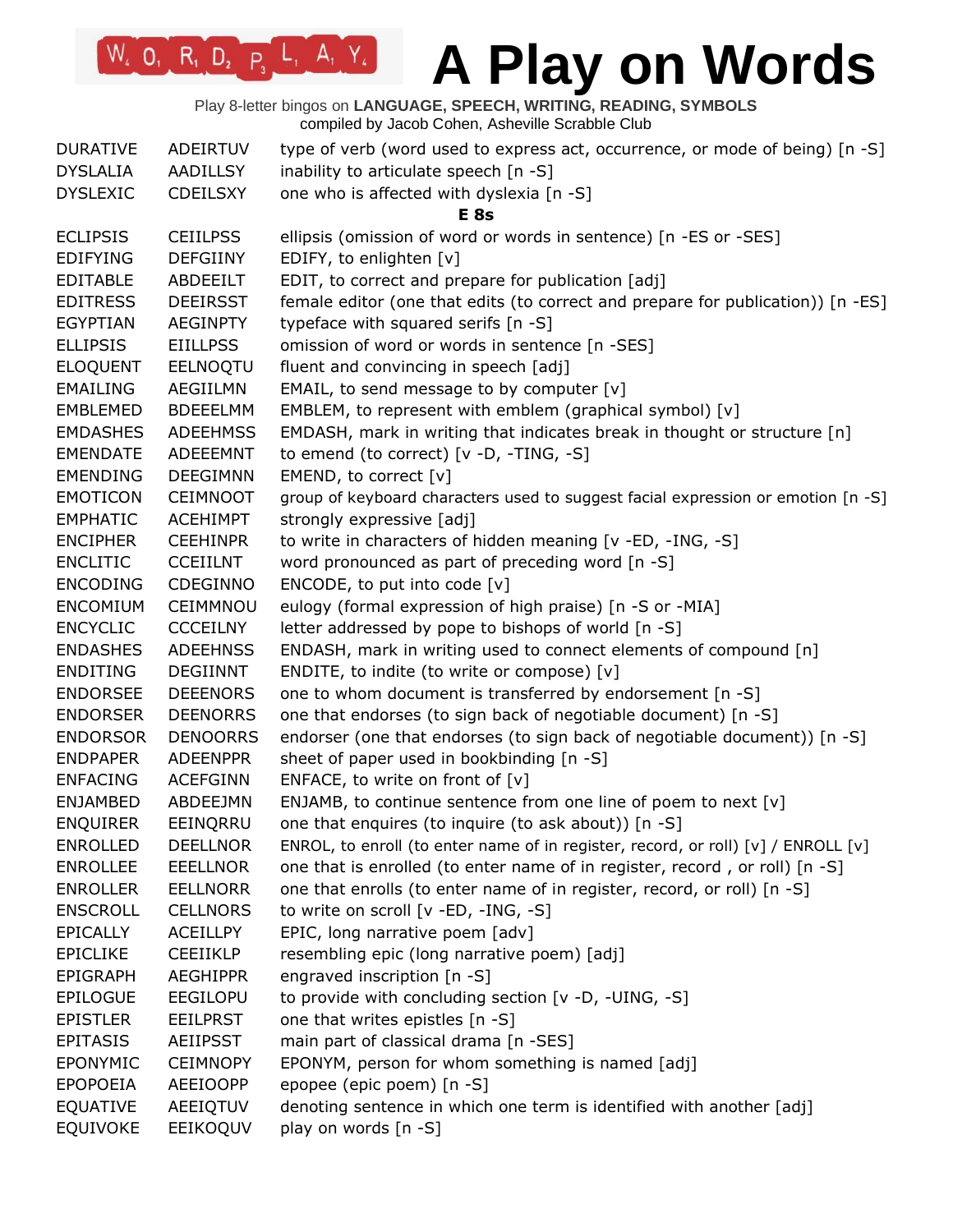# A Play on Words

Play 8-letter bingos on **LANGUAGE, SPEECH, WRITING, READING, SYMBOLS**
compiled by Jacob Cohen, Asheville Scrabble Club

| | | |
|---|---|---|
| DURATIVE | ADEIRTUV | type of verb (word used to express act, occurrence, or mode of being) [n -S] |
| DYSLALIA | AADILLSY | inability to articulate speech [n -S] |
| DYSLEXIC | CDEILSXY | one who is affected with dyslexia [n -S] |

**E 8s**

| | | |
|---|---|---|
| ECLIPSIS | CEIILPSS | ellipsis (omission of word or words in sentence) [n -ES or -SES] |
| EDIFYING | DEFGIINY | EDIFY, to enlighten [v] |
| EDITABLE | ABDEEILT | EDIT, to correct and prepare for publication [adj] |
| EDITRESS | DEEIRSST | female editor (one that edits (to correct and prepare for publication)) [n -ES] |
| EGYPTIAN | AEGINPTY | typeface with squared serifs [n -S] |
| ELLIPSIS | EIILLPSS | omission of word or words in sentence [n -SES] |
| ELOQUENT | EELNOQTU | fluent and convincing in speech [adj] |
| EMAILING | AEGIILMN | EMAIL, to send message to by computer [v] |
| EMBLEMED | BDEEELMM | EMBLEM, to represent with emblem (graphical symbol) [v] |
| EMDASHES | ADEEHMSS | EMDASH, mark in writing that indicates break in thought or structure [n] |
| EMENDATE | ADEEEMNT | to emend (to correct) [v -D, -TING, -S] |
| EMENDING | DEEGIMNN | EMEND, to correct [v] |
| EMOTICON | CEIMNOOT | group of keyboard characters used to suggest facial expression or emotion [n -S] |
| EMPHATIC | ACEHIMPT | strongly expressive [adj] |
| ENCIPHER | CEEHINPR | to write in characters of hidden meaning [v -ED, -ING, -S] |
| ENCLITIC | CCEIILNT | word pronounced as part of preceding word [n -S] |
| ENCODING | CDEGINNO | ENCODE, to put into code [v] |
| ENCOMIUM | CEIMMNOU | eulogy (formal expression of high praise) [n -S or -MIA] |
| ENCYCLIC | CCCEILNY | letter addressed by pope to bishops of world [n -S] |
| ENDASHES | ADEEHNSS | ENDASH, mark in writing used to connect elements of compound [n] |
| ENDITING | DEGIINNT | ENDITE, to indite (to write or compose) [v] |
| ENDORSEE | DEEENORS | one to whom document is transferred by endorsement [n -S] |
| ENDORSER | DEENORRS | one that endorses (to sign back of negotiable document) [n -S] |
| ENDORSOR | DENOORRS | endorser (one that endorses (to sign back of negotiable document)) [n -S] |
| ENDPAPER | ADEENPPR | sheet of paper used in bookbinding [n -S] |
| ENFACING | ACEFGINN | ENFACE, to write on front of [v] |
| ENJAMBED | ABDEEJMN | ENJAMB, to continue sentence from one line of poem to next [v] |
| ENQUIRER | EEINQRRU | one that enquires (to inquire (to ask about)) [n -S] |
| ENROLLED | DEELLNOR | ENROL, to enroll (to enter name of in register, record, or roll) [v] / ENROLL [v] |
| ENROLLEE | EEELLNOR | one that is enrolled (to enter name of in register, record , or roll) [n -S] |
| ENROLLER | EELLNORR | one that enrolls (to enter name of in register, record, or roll) [n -S] |
| ENSCROLL | CELLNORS | to write on scroll [v -ED, -ING, -S] |
| EPICALLY | ACEILLPY | EPIC, long narrative poem [adv] |
| EPICLIKE | CEEIIKLP | resembling epic (long narrative poem) [adj] |
| EPIGRAPH | AEGHIPPR | engraved inscription [n -S] |
| EPILOGUE | EEGILOPU | to provide with concluding section [v -D, -UING, -S] |
| EPISTLER | EEILPRST | one that writes epistles [n -S] |
| EPITASIS | AEIIPSST | main part of classical drama [n -SES] |
| EPONYMIC | CEIMNOPY | EPONYM, person for whom something is named [adj] |
| EPOPOEIA | AEEIOOPP | epopee (epic poem) [n -S] |
| EQUATIVE | AEEIQTUV | denoting sentence in which one term is identified with another [adj] |
| EQUIVOKE | EEIKOQUV | play on words [n -S] |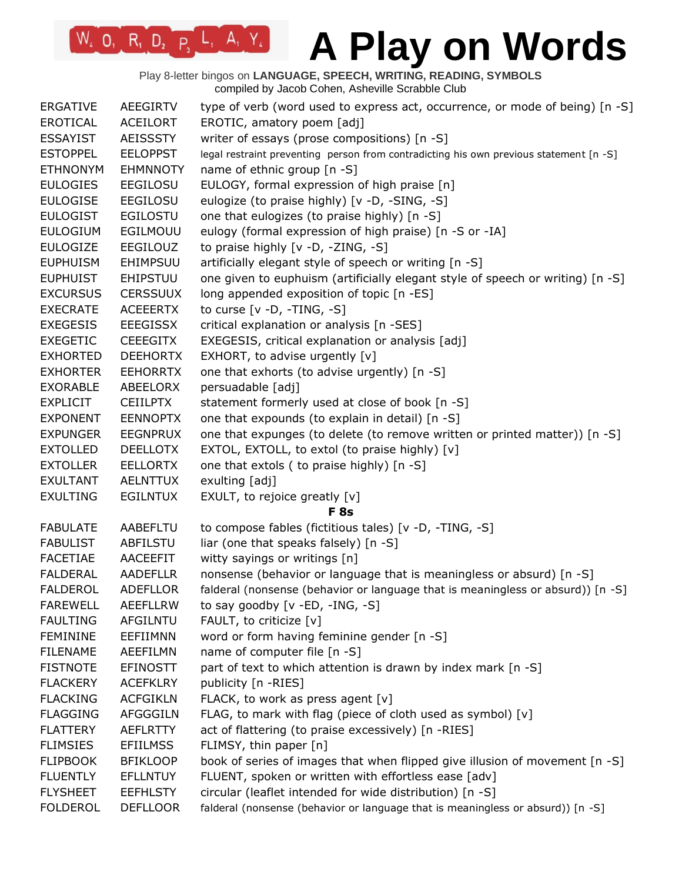# A Play on Words

Play 8-letter bingos on **LANGUAGE, SPEECH, WRITING, READING, SYMBOLS**
compiled by Jacob Cohen, Asheville Scrabble Club

| | | |
|---|---|---|
| ERGATIVE | AEEGIRTV | type of verb (word used to express act, occurrence, or mode of being) [n -S] |
| EROTICAL | ACEILORT | EROTIC, amatory poem [adj] |
| ESSAYIST | AEISSSTY | writer of essays (prose compositions) [n -S] |
| ESTOPPEL | EELOPPST | legal restraint preventing person from contradicting his own previous statement [n -S] |
| ETHNONYM | EHMNNOTY | name of ethnic group [n -S] |
| EULOGIES | EEGILOSU | EULOGY, formal expression of high praise [n] |
| EULOGISE | EEGILOSU | eulogize (to praise highly) [v -D, -SING, -S] |
| EULOGIST | EGILOSTU | one that eulogizes (to praise highly) [n -S] |
| EULOGIUM | EGILMOUU | eulogy (formal expression of high praise) [n -S or -IA] |
| EULOGIZE | EEGILOUZ | to praise highly [v -D, -ZING, -S] |
| EUPHUISM | EHIMPSUU | artificially elegant style of speech or writing [n -S] |
| EUPHUIST | EHIPSTUU | one given to euphuism (artificially elegant style of speech or writing) [n -S] |
| EXCURSUS | CERSSUUX | long appended exposition of topic [n -ES] |
| EXECRATE | ACEEERTX | to curse [v -D, -TING, -S] |
| EXEGESIS | EEEGISSX | critical explanation or analysis [n -SES] |
| EXEGETIC | CEEEGITX | EXEGESIS, critical explanation or analysis [adj] |
| EXHORTED | DEEHORTX | EXHORT, to advise urgently [v] |
| EXHORTER | EEHORRTX | one that exhorts (to advise urgently) [n -S] |
| EXORABLE | ABEELORX | persuadable [adj] |
| EXPLICIT | CEIILPTX | statement formerly used at close of book [n -S] |
| EXPONENT | EENNOPTX | one that expounds (to explain in detail) [n -S] |
| EXPUNGER | EEGNPRUX | one that expunges (to delete (to remove written or printed matter)) [n -S] |
| EXTOLLED | DEELLOTX | EXTOL, EXTOLL, to extol (to praise highly) [v] |
| EXTOLLER | EELLORTX | one that extols ( to praise highly) [n -S] |
| EXULTANT | AELNTTUX | exulting [adj] |
| EXULTING | EGILNTUX | EXULT, to rejoice greatly [v] |
| | | **F 8s** |
| FABULATE | AABEFLTU | to compose fables (fictitious tales) [v -D, -TING, -S] |
| FABULIST | ABFILSTU | liar (one that speaks falsely) [n -S] |
| FACETIAE | AACEEFIT | witty sayings or writings [n] |
| FALDERAL | AADEFLLR | nonsense (behavior or language that is meaningless or absurd) [n -S] |
| FALDEROL | ADEFLLOR | falderal (nonsense (behavior or language that is meaningless or absurd)) [n -S] |
| FAREWELL | AEEFLLRW | to say goodby [v -ED, -ING, -S] |
| FAULTING | AFGILNTU | FAULT, to criticize [v] |
| FEMININE | EEFIIMNN | word or form having feminine gender [n -S] |
| FILENAME | AEEFILMN | name of computer file [n -S] |
| FISTNOTE | EFINOSTT | part of text to which attention is drawn by index mark [n -S] |
| FLACKERY | ACEFKLRY | publicity [n -RIES] |
| FLACKING | ACFGIKLN | FLACK, to work as press agent [v] |
| FLAGGING | AFGGGILN | FLAG, to mark with flag (piece of cloth used as symbol) [v] |
| FLATTERY | AEFLRTTY | act of flattering (to praise excessively) [n -RIES] |
| FLIMSIES | EFIILMSS | FLIMSY, thin paper [n] |
| FLIPBOOK | BFIKLOOP | book of series of images that when flipped give illusion of movement [n -S] |
| FLUENTLY | EFLLNTUY | FLUENT, spoken or written with effortless ease [adv] |
| FLYSHEET | EEFHLSTY | circular (leaflet intended for wide distribution) [n -S] |
| FOLDEROL | DEFLLOOR | falderal (nonsense (behavior or language that is meaningless or absurd)) [n -S] |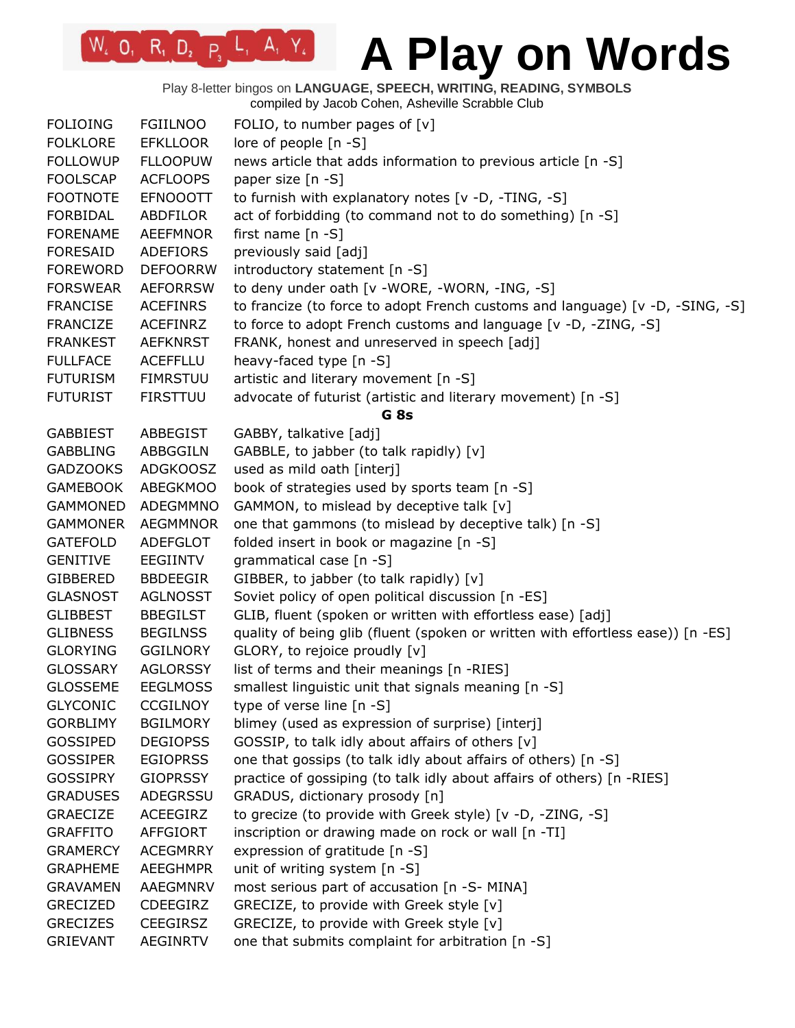# A Play on Words

Play 8-letter bingos on **LANGUAGE, SPEECH, WRITING, READING, SYMBOLS**
compiled by Jacob Cohen, Asheville Scrabble Club

| | | |
|---|---|---|
| FOLIOING | FGIILNOO | FOLIO, to number pages of [v] |
| FOLKLORE | EFKLLOOR | lore of people [n -S] |
| FOLLOWUP | FLLOOPUW | news article that adds information to previous article [n -S] |
| FOOLSCAP | ACFLOOPS | paper size [n -S] |
| FOOTNOTE | EFNOOOTT | to furnish with explanatory notes [v -D, -TING, -S] |
| FORBIDAL | ABDFILOR | act of forbidding (to command not to do something) [n -S] |
| FORENAME | AEEFMNOR | first name [n -S] |
| FORESAID | ADEFIORS | previously said [adj] |
| FOREWORD | DEFOORRW | introductory statement [n -S] |
| FORSWEAR | AEFORRSW | to deny under oath [v -WORE, -WORN, -ING, -S] |
| FRANCISE | ACEFINRS | to francize (to force to adopt French customs and language) [v -D, -SING, -S] |
| FRANCIZE | ACEFINRZ | to force to adopt French customs and language [v -D, -ZING, -S] |
| FRANKEST | AEFKNRST | FRANK, honest and unreserved in speech [adj] |
| FULLFACE | ACEFFLLU | heavy-faced type [n -S] |
| FUTURISM | FIMRSTUU | artistic and literary movement [n -S] |
| FUTURIST | FIRSTTUU | advocate of futurist (artistic and literary movement) [n -S] |

**G 8s**

| | | |
|---|---|---|
| GABBIEST | ABBEGIST | GABBY, talkative [adj] |
| GABBLING | ABBGGILN | GABBLE, to jabber (to talk rapidly) [v] |
| GADZOOKS | ADGKOOSZ | used as mild oath [interj] |
| GAMEBOOK | ABEGKMOO | book of strategies used by sports team [n -S] |
| GAMMONED | ADEGMMNO | GAMMON, to mislead by deceptive talk [v] |
| GAMMONER | AEGMMNOR | one that gammons (to mislead by deceptive talk) [n -S] |
| GATEFOLD | ADEFGLOT | folded insert in book or magazine [n -S] |
| GENITIVE | EEGIINTV | grammatical case [n -S] |
| GIBBERED | BBDEEGIR | GIBBER, to jabber (to talk rapidly) [v] |
| GLASNOST | AGLNOSST | Soviet policy of open political discussion [n -ES] |
| GLIBBEST | BBEGILST | GLIB, fluent (spoken or written with effortless ease) [adj] |
| GLIBNESS | BEGILNSS | quality of being glib (fluent (spoken or written with effortless ease)) [n -ES] |
| GLORYING | GGILNORY | GLORY, to rejoice proudly [v] |
| GLOSSARY | AGLORSSY | list of terms and their meanings [n -RIES] |
| GLOSSEME | EEGLMOSS | smallest linguistic unit that signals meaning [n -S] |
| GLYCONIC | CCGILNOY | type of verse line [n -S] |
| GORBLIMY | BGILMORY | blimey (used as expression of surprise) [interj] |
| GOSSIPED | DEGIOPSS | GOSSIP, to talk idly about affairs of others [v] |
| GOSSIPER | EGIOPRSS | one that gossips (to talk idly about affairs of others) [n -S] |
| GOSSIPRY | GIOPRSSY | practice of gossiping (to talk idly about affairs of others) [n -RIES] |
| GRADUSES | ADEGRSSU | GRADUS, dictionary prosody [n] |
| GRAECIZE | ACEEGIRZ | to grecize (to provide with Greek style) [v -D, -ZING, -S] |
| GRAFFITO | AFFGIORT | inscription or drawing made on rock or wall [n -TI] |
| GRAMERCY | ACEGMRRY | expression of gratitude [n -S] |
| GRAPHEME | AEEGHMPR | unit of writing system [n -S] |
| GRAVAMEN | AAEGMNRV | most serious part of accusation [n -S- MINA] |
| GRECIZED | CDEEGIRZ | GRECIZE, to provide with Greek style [v] |
| GRECIZES | CEEGIRSZ | GRECIZE, to provide with Greek style [v] |
| GRIEVANT | AEGINRTV | one that submits complaint for arbitration [n -S] |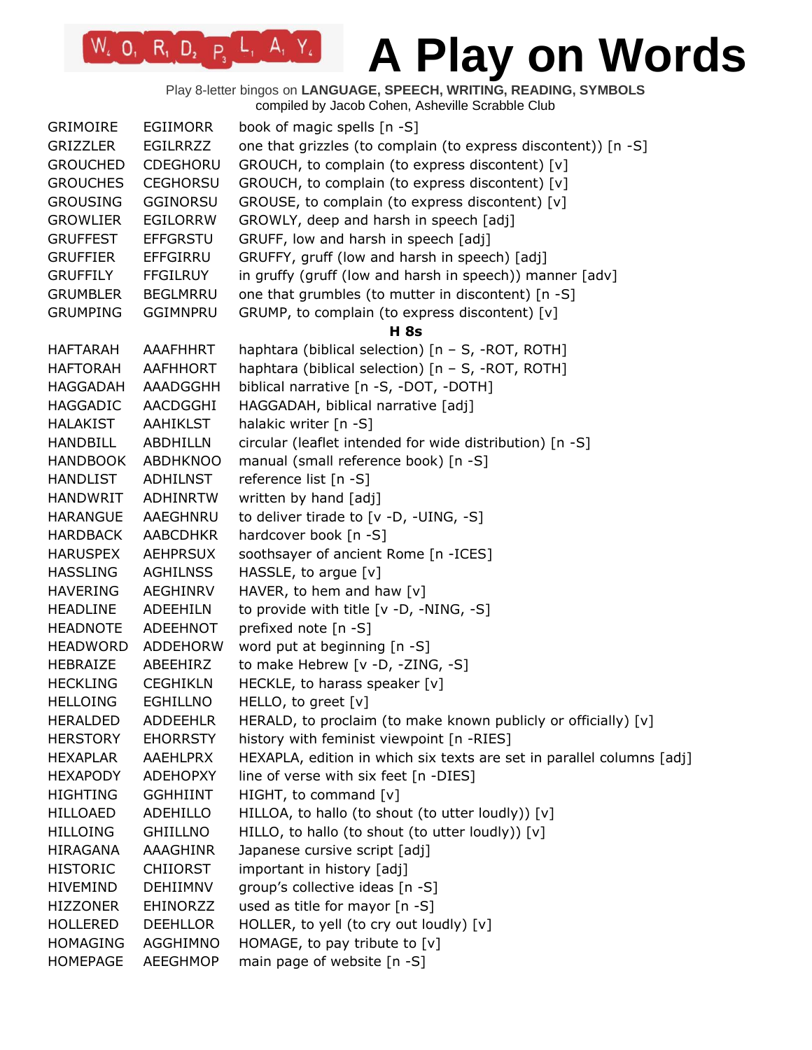# A Play on Words

Play 8-letter bingos on **LANGUAGE, SPEECH, WRITING, READING, SYMBOLS**
compiled by Jacob Cohen, Asheville Scrabble Club

| | | |
|---|---|---|
| GRIMOIRE | EGIIMORR | book of magic spells [n -S] |
| GRIZZLER | EGILRRZZ | one that grizzles (to complain (to express discontent)) [n -S] |
| GROUCHED | CDEGHORU | GROUCH, to complain (to express discontent) [v] |
| GROUCHES | CEGHORSU | GROUCH, to complain (to express discontent) [v] |
| GROUSING | GGINORSU | GROUSE, to complain (to express discontent) [v] |
| GROWLIER | EGILORRW | GROWLY, deep and harsh in speech [adj] |
| GRUFFEST | EFFGRSTU | GRUFF, low and harsh in speech [adj] |
| GRUFFIER | EFFGIRRU | GRUFFY, gruff (low and harsh in speech) [adj] |
| GRUFFILY | FFGILRUY | in gruffy (gruff (low and harsh in speech)) manner [adv] |
| GRUMBLER | BEGLMRRU | one that grumbles (to mutter in discontent) [n -S] |
| GRUMPING | GGIMNPRU | GRUMP, to complain (to express discontent) [v] |

**H 8s**

| | | |
|---|---|---|
| HAFTARAH | AAAFHHRT | haphtara (biblical selection) [n – S, -ROT, ROTH] |
| HAFTORAH | AAFHHORT | haphtara (biblical selection) [n – S, -ROT, ROTH] |
| HAGGADAH | AAADGGHH | biblical narrative [n -S, -DOT, -DOTH] |
| HAGGADIC | AACDGGHI | HAGGADAH, biblical narrative [adj] |
| HALAKIST | AAHIKLST | halakic writer [n -S] |
| HANDBILL | ABDHILLN | circular (leaflet intended for wide distribution) [n -S] |
| HANDBOOK | ABDHKNOO | manual (small reference book) [n -S] |
| HANDLIST | ADHILNST | reference list [n -S] |
| HANDWRIT | ADHINRTW | written by hand [adj] |
| HARANGUE | AAEGHNRU | to deliver tirade to [v -D, -UING, -S] |
| HARDBACK | AABCDHKR | hardcover book [n -S] |
| HARUSPEX | AEHPRSUX | soothsayer of ancient Rome [n -ICES] |
| HASSLING | AGHILNSS | HASSLE, to argue [v] |
| HAVERING | AEGHINRV | HAVER, to hem and haw [v] |
| HEADLINE | ADEEHILN | to provide with title [v -D, -NING, -S] |
| HEADNOTE | ADEEHNOT | prefixed note [n -S] |
| HEADWORD | ADDEHORW | word put at beginning [n -S] |
| HEBRAIZE | ABEEHIRZ | to make Hebrew [v -D, -ZING, -S] |
| HECKLING | CEGHIKLN | HECKLE, to harass speaker [v] |
| HELLOING | EGHILLNO | HELLO, to greet [v] |
| HERALDED | ADDEEHLR | HERALD, to proclaim (to make known publicly or officially) [v] |
| HERSTORY | EHORRSTY | history with feminist viewpoint [n -RIES] |
| HEXAPLAR | AAEHLPRX | HEXAPLA, edition in which six texts are set in parallel columns [adj] |
| HEXAPODY | ADEHOPXY | line of verse with six feet [n -DIES] |
| HIGHTING | GGHHIINT | HIGHT, to command [v] |
| HILLOAED | ADEHILLO | HILLOA, to hallo (to shout (to utter loudly)) [v] |
| HILLOING | GHIILLNO | HILLO, to hallo (to shout (to utter loudly)) [v] |
| HIRAGANA | AAAGHINR | Japanese cursive script [adj] |
| HISTORIC | CHIIORST | important in history [adj] |
| HIVEMIND | DEHIIMNV | group's collective ideas [n -S] |
| HIZZONER | EHINORZZ | used as title for mayor [n -S] |
| HOLLERED | DEEHLLOR | HOLLER, to yell (to cry out loudly) [v] |
| HOMAGING | AGGHIMNO | HOMAGE, to pay tribute to [v] |
| HOMEPAGE | AEEGHMOP | main page of website [n -S] |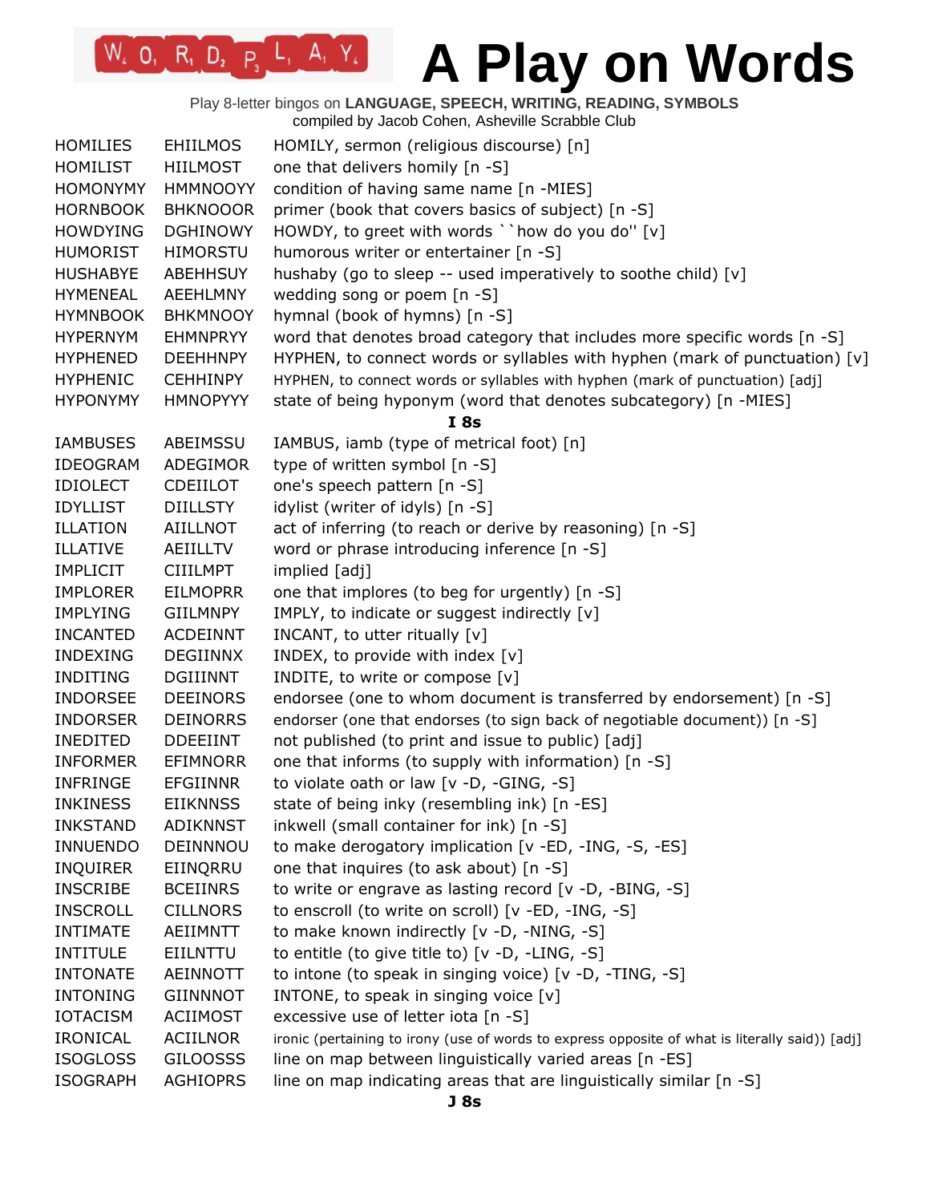| | | |
|---|---|---|
| HOMILIES | EHIILMOS | HOMILY, sermon (religious discourse) [n] |
| HOMILIST | HIILMOST | one that delivers homily [n -S] |
| HOMONYMY | HMMNOOYY | condition of having same name [n -MIES] |
| HORNBOOK | BHKNOOOR | primer (book that covers basics of subject) [n -S] |
| HOWDYING | DGHINOWY | HOWDY, to greet with words ``how do you do'' [v] |
| HUMORIST | HIMORSTU | humorous writer or entertainer [n -S] |
| HUSHABYE | ABEHHSUY | hushaby (go to sleep -- used imperatively to soothe child) [v] |
| HYMENEAL | AEEHLMNY | wedding song or poem [n -S] |
| HYMNBOOK | BHKMNOOY | hymnal (book of hymns) [n -S] |
| HYPERNYM | EHMNPRYY | word that denotes broad category that includes more specific words [n -S] |
| HYPHENED | DEEHHNPY | HYPHEN, to connect words or syllables with hyphen (mark of punctuation) [v] |
| HYPHENIC | CEHHINPY | HYPHEN, to connect words or syllables with hyphen (mark of punctuation) [adj] |
| HYPONYMY | HMNOPYYY | state of being hyponym (word that denotes subcategory) [n -MIES] |

**I 8s**

| | | |
|---|---|---|
| IAMBUSES | ABEIMSSU | IAMBUS, iamb (type of metrical foot) [n] |
| IDEOGRAM | ADEGIMOR | type of written symbol [n -S] |
| IDIOLECT | CDEIILOT | one's speech pattern [n -S] |
| IDYLLIST | DIILLSTY | idylist (writer of idyls) [n -S] |
| ILLATION | AIILLNOT | act of inferring (to reach or derive by reasoning) [n -S] |
| ILLATIVE | AEIILLTV | word or phrase introducing inference [n -S] |
| IMPLICIT | CIIILMPT | implied [adj] |
| IMPLORER | EILMOPRR | one that implores (to beg for urgently) [n -S] |
| IMPLYING | GIILMNPY | IMPLY, to indicate or suggest indirectly [v] |
| INCANTED | ACDEINNT | INCANT, to utter ritually [v] |
| INDEXING | DEGIINNX | INDEX, to provide with index [v] |
| INDITING | DGIIINNT | INDITE, to write or compose [v] |
| INDORSEE | DEEINORS | endorsee (one to whom document is transferred by endorsement) [n -S] |
| INDORSER | DEINORRS | endorser (one that endorses (to sign back of negotiable document)) [n -S] |
| INEDITED | DDEEIINT | not published (to print and issue to public) [adj] |
| INFORMER | EFIMNORR | one that informs (to supply with information) [n -S] |
| INFRINGE | EFGIINNR | to violate oath or law [v -D, -GING, -S] |
| INKINESS | EIIKNNSS | state of being inky (resembling ink) [n -ES] |
| INKSTAND | ADIKNNST | inkwell (small container for ink) [n -S] |
| INNUENDO | DEINNNOU | to make derogatory implication [v -ED, -ING, -S, -ES] |
| INQUIRER | EIINQRRU | one that inquires (to ask about) [n -S] |
| INSCRIBE | BCEIINRS | to write or engrave as lasting record [v -D, -BING, -S] |
| INSCROLL | CILLNORS | to enscroll (to write on scroll) [v -ED, -ING, -S] |
| INTIMATE | AEIIMNTT | to make known indirectly [v -D, -NING, -S] |
| INTITULE | EIILNTTU | to entitle (to give title to) [v -D, -LING, -S] |
| INTONATE | AEINNOTT | to intone (to speak in singing voice) [v -D, -TING, -S] |
| INTONING | GIINNNOT | INTONE, to speak in singing voice [v] |
| IOTACISM | ACIIMOST | excessive use of letter iota [n -S] |
| IRONICAL | ACIILNOR | ironic (pertaining to irony (use of words to express opposite of what is literally said)) [adj] |
| ISOGLOSS | GILOOSSS | line on map between linguistically varied areas [n -ES] |
| ISOGRAPH | AGHIOPRS | line on map indicating areas that are linguistically similar [n -S] |

**J 8s**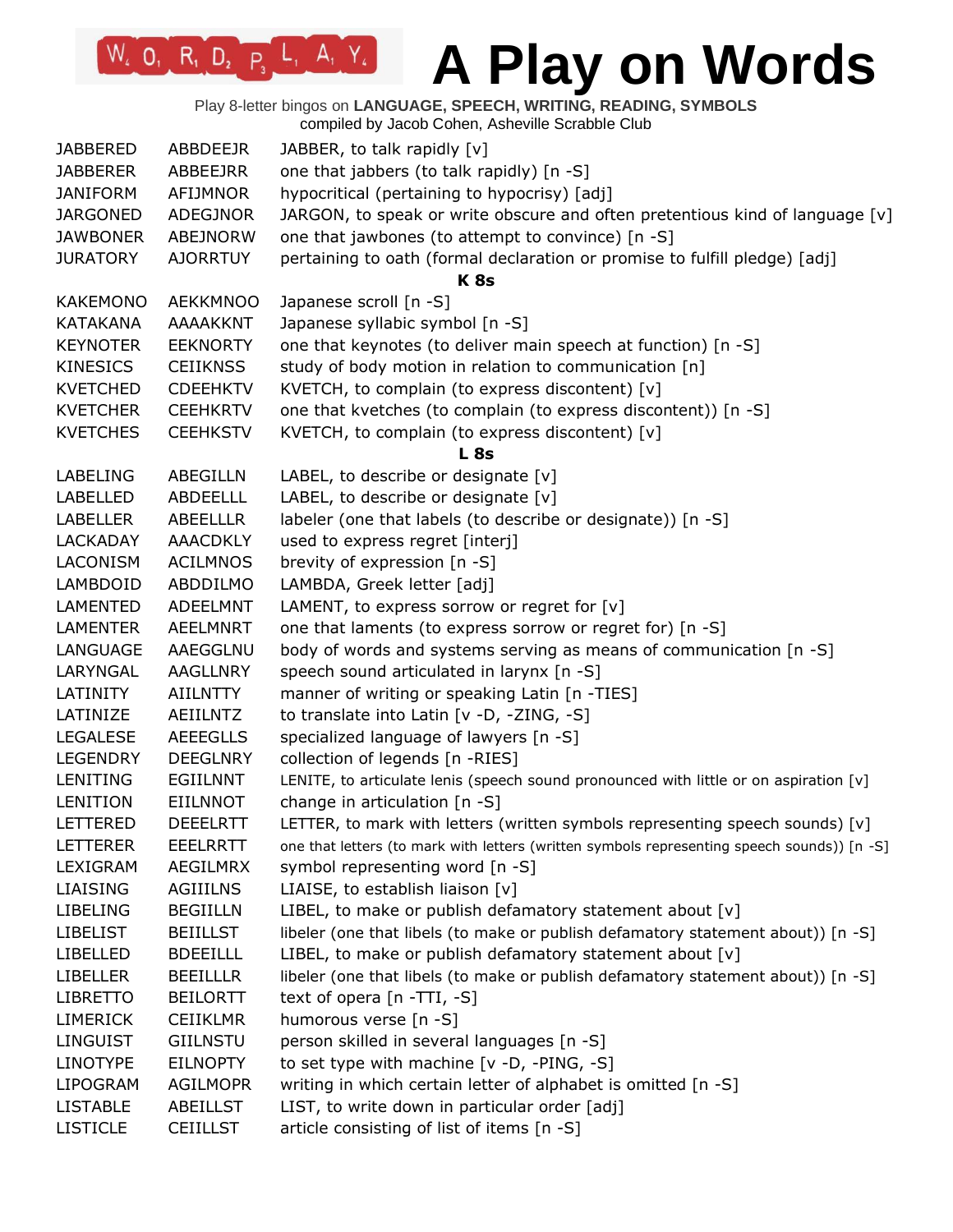# A Play on Words

Play 8-letter bingos on **LANGUAGE, SPEECH, WRITING, READING, SYMBOLS**
compiled by Jacob Cohen, Asheville Scrabble Club

| | | |
|---|---|---|
| JABBERED | ABBDEEJR | JABBER, to talk rapidly [v] |
| JABBERER | ABBEEJRR | one that jabbers (to talk rapidly) [n -S] |
| JANIFORM | AFIJMNOR | hypocritical (pertaining to hypocrisy) [adj] |
| JARGONED | ADEGJNOR | JARGON, to speak or write obscure and often pretentious kind of language [v] |
| JAWBONER | ABEJNORW | one that jawbones (to attempt to convince) [n -S] |
| JURATORY | AJORRTUY | pertaining to oath (formal declaration or promise to fulfill pledge) [adj] |

**K 8s**

| | | |
|---|---|---|
| KAKEMONO | AEKKMNOO | Japanese scroll [n -S] |
| KATAKANA | AAAAKKNT | Japanese syllabic symbol [n -S] |
| KEYNOTER | EEKNORTY | one that keynotes (to deliver main speech at function) [n -S] |
| KINESICS | CEIIKNSS | study of body motion in relation to communication [n] |
| KVETCHED | CDEEHKTV | KVETCH, to complain (to express discontent) [v] |
| KVETCHER | CEEHKRTV | one that kvetches (to complain (to express discontent)) [n -S] |
| KVETCHES | CEEHKSTV | KVETCH, to complain (to express discontent) [v] |

**L 8s**

| | | |
|---|---|---|
| LABELING | ABEGILLN | LABEL, to describe or designate [v] |
| LABELLED | ABDEELLL | LABEL, to describe or designate [v] |
| LABELLER | ABEELLLR | labeler (one that labels (to describe or designate)) [n -S] |
| LACKADAY | AAACDKLY | used to express regret [interj] |
| LACONISM | ACILMNOS | brevity of expression [n -S] |
| LAMBDOID | ABDDILMO | LAMBDA, Greek letter [adj] |
| LAMENTED | ADEELMNT | LAMENT, to express sorrow or regret for [v] |
| LAMENTER | AEELMNRT | one that laments (to express sorrow or regret for) [n -S] |
| LANGUAGE | AAEGGLNU | body of words and systems serving as means of communication [n -S] |
| LARYNGAL | AAGLLNRY | speech sound articulated in larynx [n -S] |
| LATINITY | AIILNTTY | manner of writing or speaking Latin [n -TIES] |
| LATINIZE | AEIILNTZ | to translate into Latin [v -D, -ZING, -S] |
| LEGALESE | AEEEGLLS | specialized language of lawyers [n -S] |
| LEGENDRY | DEEGLNRY | collection of legends [n -RIES] |
| LENITING | EGIILNNT | LENITE, to articulate lenis (speech sound pronounced with little or on aspiration [v] |
| LENITION | EIILNNOT | change in articulation [n -S] |
| LETTERED | DEEELRTT | LETTER, to mark with letters (written symbols representing speech sounds) [v] |
| LETTERER | EEELRRTT | one that letters (to mark with letters (written symbols representing speech sounds)) [n -S] |
| LEXIGRAM | AEGILMRX | symbol representing word [n -S] |
| LIAISING | AGIIILNS | LIAISE, to establish liaison [v] |
| LIBELING | BEGIILLN | LIBEL, to make or publish defamatory statement about [v] |
| LIBELIST | BEIILLST | libeler (one that libels (to make or publish defamatory statement about)) [n -S] |
| LIBELLED | BDEEILLL | LIBEL, to make or publish defamatory statement about [v] |
| LIBELLER | BEEILLLR | libeler (one that libels (to make or publish defamatory statement about)) [n -S] |
| LIBRETTO | BEILORTT | text of opera [n -TTI, -S] |
| LIMERICK | CEIIKLMR | humorous verse [n -S] |
| LINGUIST | GIILNSTU | person skilled in several languages [n -S] |
| LINOTYPE | EILNOPTY | to set type with machine [v -D, -PING, -S] |
| LIPOGRAM | AGILMOPR | writing in which certain letter of alphabet is omitted [n -S] |
| LISTABLE | ABEILLST | LIST, to write down in particular order [adj] |
| LISTICLE | CEIILLST | article consisting of list of items [n -S] |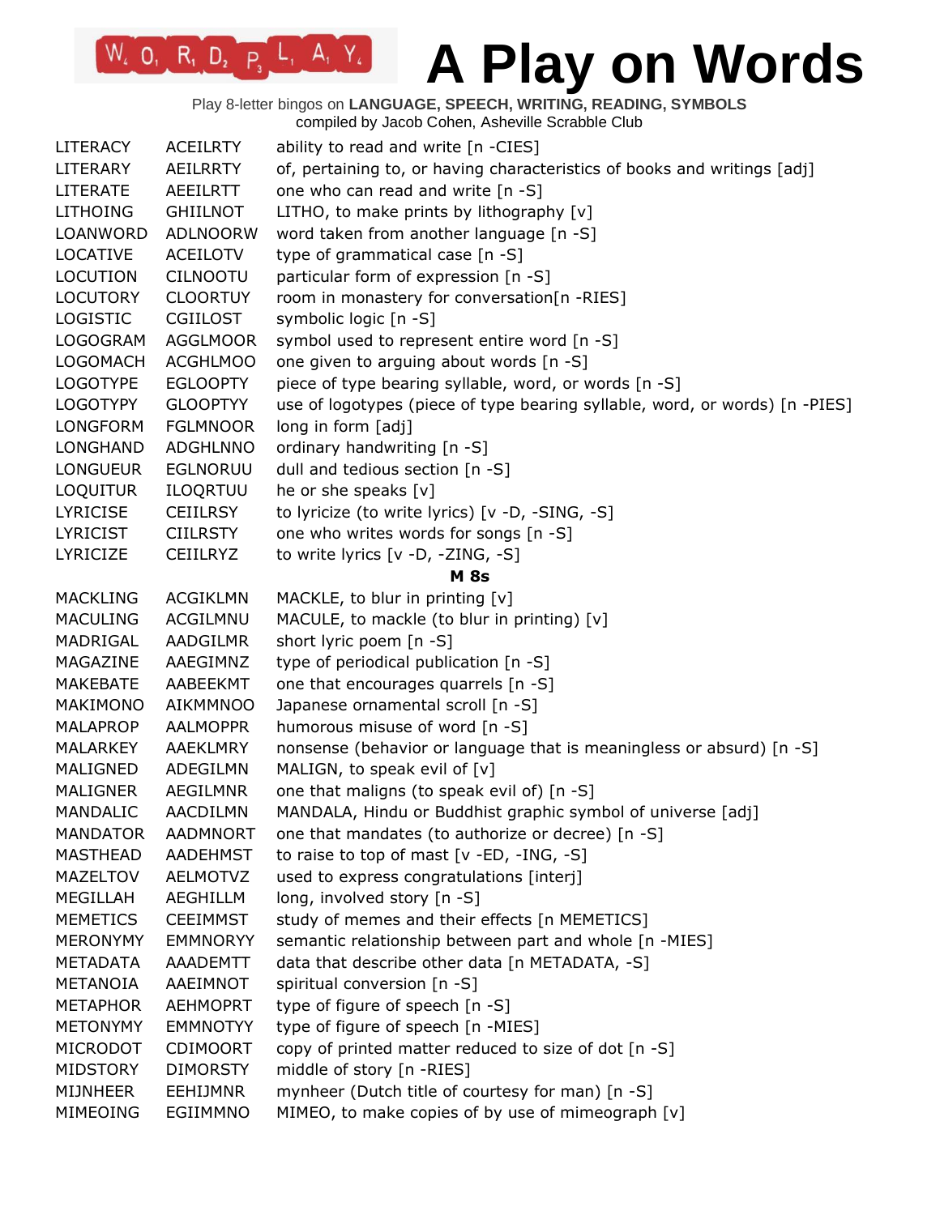# A Play on Words

Play 8-letter bingos on **LANGUAGE, SPEECH, WRITING, READING, SYMBOLS**
compiled by Jacob Cohen, Asheville Scrabble Club

| | | |
|---|---|---|
| LITERACY | ACEILRTY | ability to read and write [n -CIES] |
| LITERARY | AEILRRTY | of, pertaining to, or having characteristics of books and writings [adj] |
| LITERATE | AEEILRTT | one who can read and write [n -S] |
| LITHOING | GHIILNOT | LITHO, to make prints by lithography [v] |
| LOANWORD | ADLNOORW | word taken from another language [n -S] |
| LOCATIVE | ACEILOTV | type of grammatical case [n -S] |
| LOCUTION | CILNOOTU | particular form of expression [n -S] |
| LOCUTORY | CLOORTUY | room in monastery for conversation[n -RIES] |
| LOGISTIC | CGIILOST | symbolic logic [n -S] |
| LOGOGRAM | AGGLMOOR | symbol used to represent entire word [n -S] |
| LOGOMACH | ACGHLMOO | one given to arguing about words [n -S] |
| LOGOTYPE | EGLOOPTY | piece of type bearing syllable, word, or words [n -S] |
| LOGOTYPY | GLOOPTYY | use of logotypes (piece of type bearing syllable, word, or words) [n -PIES] |
| LONGFORM | FGLMNOOR | long in form [adj] |
| LONGHAND | ADGHLNNO | ordinary handwriting [n -S] |
| LONGUEUR | EGLNORUU | dull and tedious section [n -S] |
| LOQUITUR | ILOQRTUU | he or she speaks [v] |
| LYRICISE | CEIILRSY | to lyricize (to write lyrics) [v -D, -SING, -S] |
| LYRICIST | CIILRSTY | one who writes words for songs [n -S] |
| LYRICIZE | CEIILRYZ | to write lyrics [v -D, -ZING, -S] |
| | | **M 8s** |
| MACKLING | ACGIKLMN | MACKLE, to blur in printing [v] |
| MACULING | ACGILMNU | MACULE, to mackle (to blur in printing) [v] |
| MADRIGAL | AADGILMR | short lyric poem [n -S] |
| MAGAZINE | AAEGIMNZ | type of periodical publication [n -S] |
| MAKEBATE | AABEEKMT | one that encourages quarrels [n -S] |
| MAKIMONO | AIKMMNOO | Japanese ornamental scroll [n -S] |
| MALAPROP | AALMOPPR | humorous misuse of word [n -S] |
| MALARKEY | AAEKLMRY | nonsense (behavior or language that is meaningless or absurd) [n -S] |
| MALIGNED | ADEGILMN | MALIGN, to speak evil of [v] |
| MALIGNER | AEGILMNR | one that maligns (to speak evil of) [n -S] |
| MANDALIC | AACDILMN | MANDALA, Hindu or Buddhist graphic symbol of universe [adj] |
| MANDATOR | AADMNORT | one that mandates (to authorize or decree) [n -S] |
| MASTHEAD | AADEHMST | to raise to top of mast [v -ED, -ING, -S] |
| MAZELTOV | AELMOTVZ | used to express congratulations [interj] |
| MEGILLAH | AEGHILLM | long, involved story [n -S] |
| MEMETICS | CEEIMMST | study of memes and their effects [n MEMETICS] |
| MERONYMY | EMMNORYY | semantic relationship between part and whole [n -MIES] |
| METADATA | AAADEMTT | data that describe other data [n METADATA, -S] |
| METANOIA | AAEIMNOT | spiritual conversion [n -S] |
| METAPHOR | AEHMOPRT | type of figure of speech [n -S] |
| METONYMY | EMMNOTYY | type of figure of speech [n -MIES] |
| MICRODOT | CDIMOORT | copy of printed matter reduced to size of dot [n -S] |
| MIDSTORY | DIMORSTY | middle of story [n -RIES] |
| MIJNHEER | EEHIJMNR | mynheer (Dutch title of courtesy for man) [n -S] |
| MIMEOING | EGIIMMNO | MIMEO, to make copies of by use of mimeograph [v] |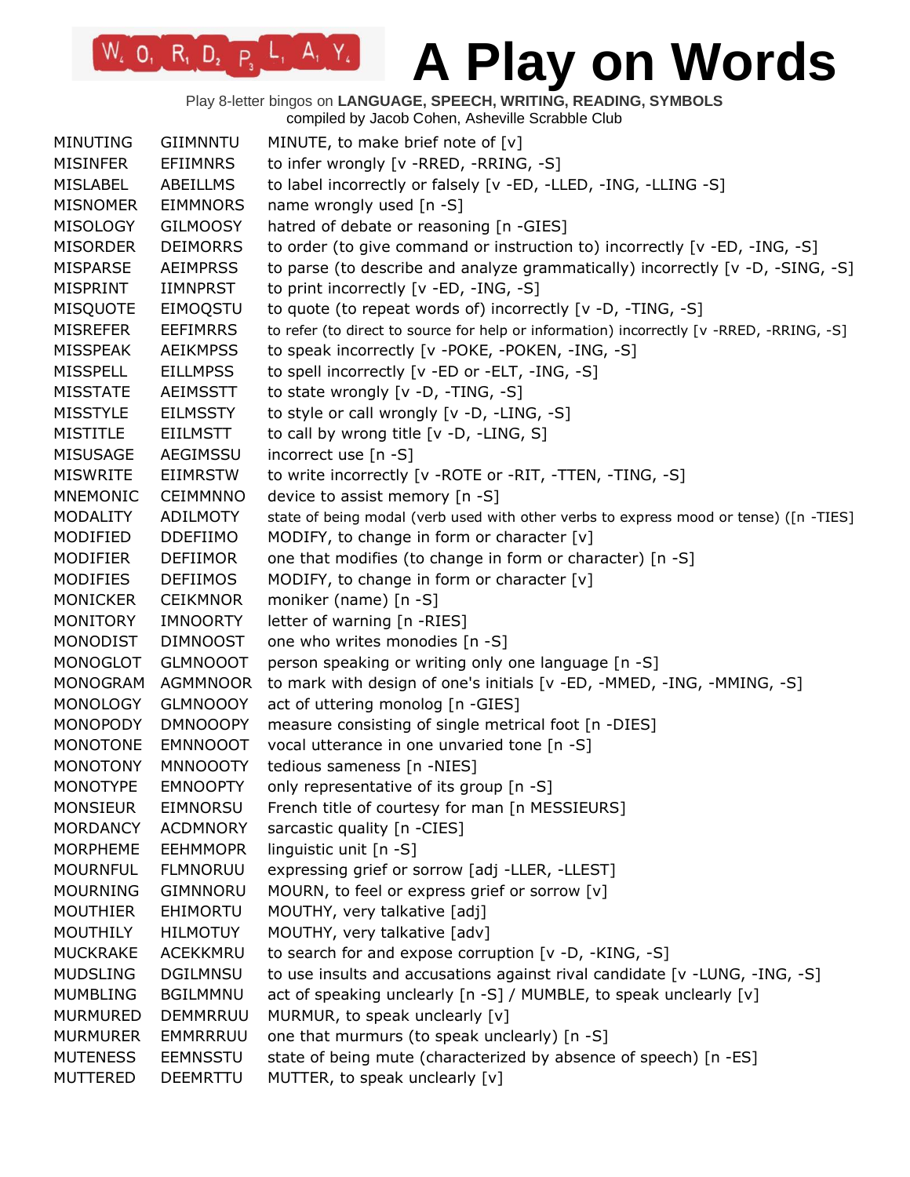# A Play on Words

Play 8-letter bingos on **LANGUAGE, SPEECH, WRITING, READING, SYMBOLS**
compiled by Jacob Cohen, Asheville Scrabble Club

| | | |
|---|---|---|
| MINUTING | GIIMNNTU | MINUTE, to make brief note of [v] |
| MISINFER | EFIIMNRS | to infer wrongly [v -RRED, -RRING, -S] |
| MISLABEL | ABEILLMS | to label incorrectly or falsely [v -ED, -LLED, -ING, -LLING -S] |
| MISNOMER | EIMMNORS | name wrongly used [n -S] |
| MISOLOGY | GILMOOSY | hatred of debate or reasoning [n -GIES] |
| MISORDER | DEIMORRS | to order (to give command or instruction to) incorrectly [v -ED, -ING, -S] |
| MISPARSE | AEIMPRSS | to parse (to describe and analyze grammatically) incorrectly [v -D, -SING, -S] |
| MISPRINT | IIMNPRST | to print incorrectly [v -ED, -ING, -S] |
| MISQUOTE | EIMOQSTU | to quote (to repeat words of) incorrectly [v -D, -TING, -S] |
| MISREFER | EEFIMRRS | to refer (to direct to source for help or information) incorrectly [v -RRED, -RRING, -S] |
| MISSPEAK | AEIKMPSS | to speak incorrectly [v -POKE, -POKEN, -ING, -S] |
| MISSPELL | EILLMPSS | to spell incorrectly [v -ED or -ELT, -ING, -S] |
| MISSTATE | AEIMSSTT | to state wrongly [v -D, -TING, -S] |
| MISSTYLE | EILMSSTY | to style or call wrongly [v -D, -LING, -S] |
| MISTITLE | EIILMSTT | to call by wrong title [v -D, -LING, S] |
| MISUSAGE | AEGIMSSU | incorrect use [n -S] |
| MISWRITE | EIIMRSTW | to write incorrectly [v -ROTE or -RIT, -TTEN, -TING, -S] |
| MNEMONIC | CEIMMNNO | device to assist memory [n -S] |
| MODALITY | ADILMOTY | state of being modal (verb used with other verbs to express mood or tense) ([n -TIES] |
| MODIFIED | DDEFIIMO | MODIFY, to change in form or character [v] |
| MODIFIER | DEFIIMOR | one that modifies (to change in form or character) [n -S] |
| MODIFIES | DEFIIMOS | MODIFY, to change in form or character [v] |
| MONICKER | CEIKMNOR | moniker (name) [n -S] |
| MONITORY | IMNOORTY | letter of warning [n -RIES] |
| MONODIST | DIMNOOST | one who writes monodies [n -S] |
| MONOGLOT | GLMNOOOT | person speaking or writing only one language [n -S] |
| MONOGRAM | AGMMNOOR | to mark with design of one's initials [v -ED, -MMED, -ING, -MMING, -S] |
| MONOLOGY | GLMNOOOY | act of uttering monolog [n -GIES] |
| MONOPODY | DMNOOOPY | measure consisting of single metrical foot [n -DIES] |
| MONOTONE | EMNNOOOT | vocal utterance in one unvaried tone [n -S] |
| MONOTONY | MNNOOOTY | tedious sameness [n -NIES] |
| MONOTYPE | EMNOOPTY | only representative of its group [n -S] |
| MONSIEUR | EIMNORSU | French title of courtesy for man [n MESSIEURS] |
| MORDANCY | ACDMNORY | sarcastic quality [n -CIES] |
| MORPHEME | EEHMMOPR | linguistic unit [n -S] |
| MOURNFUL | FLMNORUU | expressing grief or sorrow [adj -LLER, -LLEST] |
| MOURNING | GIMNNORU | MOURN, to feel or express grief or sorrow [v] |
| MOUTHIER | EHIMORTU | MOUTHY, very talkative [adj] |
| MOUTHILY | HILMOTUY | MOUTHY, very talkative [adv] |
| MUCKRAKE | ACEKKMRU | to search for and expose corruption [v -D, -KING, -S] |
| MUDSLING | DGILMNSU | to use insults and accusations against rival candidate [v -LUNG, -ING, -S] |
| MUMBLING | BGILMMNU | act of speaking unclearly [n -S] / MUMBLE, to speak unclearly [v] |
| MURMURED | DEMMRRUU | MURMUR, to speak unclearly [v] |
| MURMURER | EMMRRRUU | one that murmurs (to speak unclearly) [n -S] |
| MUTENESS | EEMNSSTU | state of being mute (characterized by absence of speech) [n -ES] |
| MUTTERED | DEEMRTTU | MUTTER, to speak unclearly [v] |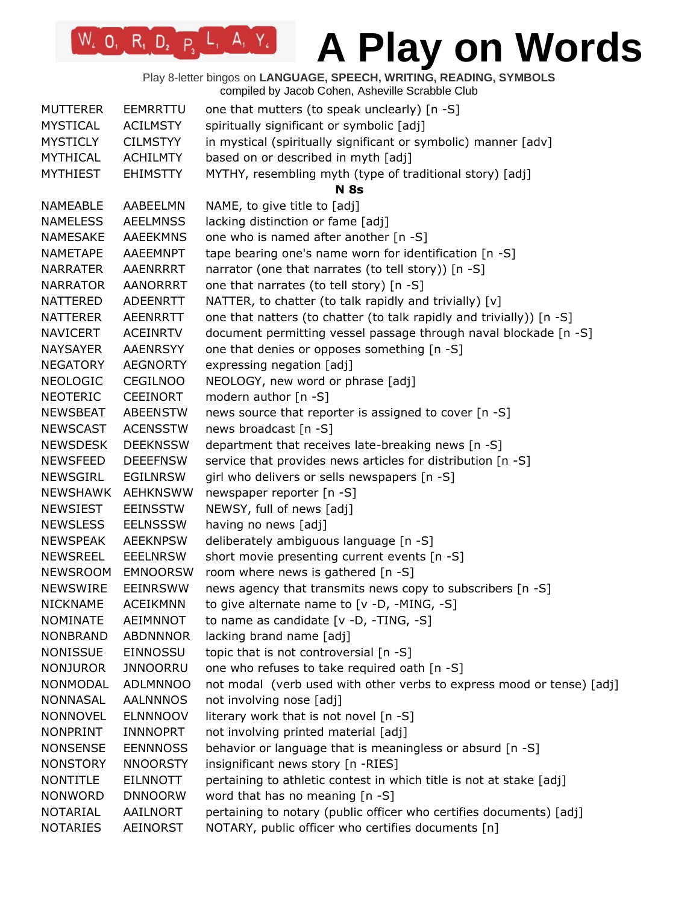# A Play on Words

Play 8-letter bingos on **LANGUAGE, SPEECH, WRITING, READING, SYMBOLS**
compiled by Jacob Cohen, Asheville Scrabble Club

| | | |
|---|---|---|
| MUTTERER | EEMRRTTU | one that mutters (to speak unclearly) [n -S] |
| MYSTICAL | ACILMSTY | spiritually significant or symbolic [adj] |
| MYSTICLY | CILMSTYY | in mystical (spiritually significant or symbolic) manner [adv] |
| MYTHICAL | ACHILMTY | based on or described in myth [adj] |
| MYTHIEST | EHIMSTTY | MYTHY, resembling myth (type of traditional story) [adj] |
| | | **N 8s** |
| NAMEABLE | AABEELMN | NAME, to give title to [adj] |
| NAMELESS | AEELMNSS | lacking distinction or fame [adj] |
| NAMESAKE | AAEEKMNS | one who is named after another [n -S] |
| NAMETAPE | AAEEMNPT | tape bearing one's name worn for identification [n -S] |
| NARRATER | AAENRRRT | narrator (one that narrates (to tell story)) [n -S] |
| NARRATOR | AANORRRT | one that narrates (to tell story) [n -S] |
| NATTERED | ADEENRTT | NATTER, to chatter (to talk rapidly and trivially) [v] |
| NATTERER | AEENRRTT | one that natters (to chatter (to talk rapidly and trivially)) [n -S] |
| NAVICERT | ACEINRTV | document permitting vessel passage through naval blockade [n -S] |
| NAYSAYER | AAENRSYY | one that denies or opposes something [n -S] |
| NEGATORY | AEGNORTY | expressing negation [adj] |
| NEOLOGIC | CEGILNOO | NEOLOGY, new word or phrase [adj] |
| NEOTERIC | CEEINORT | modern author [n -S] |
| NEWSBEAT | ABEENSTW | news source that reporter is assigned to cover [n -S] |
| NEWSCAST | ACENSSTW | news broadcast [n -S] |
| NEWSDESK | DEEKNSSW | department that receives late-breaking news [n -S] |
| NEWSFEED | DEEEFNSW | service that provides news articles for distribution [n -S] |
| NEWSGIRL | EGILNRSW | girl who delivers or sells newspapers [n -S] |
| NEWSHAWK | AEHKNSWW | newspaper reporter [n -S] |
| NEWSIEST | EEINSSTW | NEWSY, full of news [adj] |
| NEWSLESS | EELNSSSW | having no news [adj] |
| NEWSPEAK | AEEKNPSW | deliberately ambiguous language [n -S] |
| NEWSREEL | EEELNRSW | short movie presenting current events [n -S] |
| NEWSROOM | EMNOORSW | room where news is gathered [n -S] |
| NEWSWIRE | EEINRSWW | news agency that transmits news copy to subscribers [n -S] |
| NICKNAME | ACEIKMNN | to give alternate name to [v -D, -MING, -S] |
| NOMINATE | AEIMNNOT | to name as candidate [v -D, -TING, -S] |
| NONBRAND | ABDNNNOR | lacking brand name [adj] |
| NONISSUE | EINNOSSU | topic that is not controversial [n -S] |
| NONJUROR | JNNOORRU | one who refuses to take required oath [n -S] |
| NONMODAL | ADLMNNOO | not modal (verb used with other verbs to express mood or tense) [adj] |
| NONNASAL | AALNNNOS | not involving nose [adj] |
| NONNOVEL | ELNNNOOV | literary work that is not novel [n -S] |
| NONPRINT | INNNOPRT | not involving printed material [adj] |
| NONSENSE | EENNNOSS | behavior or language that is meaningless or absurd [n -S] |
| NONSTORY | NNOORSTY | insignificant news story [n -RIES] |
| NONTITLE | EILNNOTT | pertaining to athletic contest in which title is not at stake [adj] |
| NONWORD | DNNOORW | word that has no meaning [n -S] |
| NOTARIAL | AAILNORT | pertaining to notary (public officer who certifies documents) [adj] |
| NOTARIES | AEINORST | NOTARY, public officer who certifies documents [n] |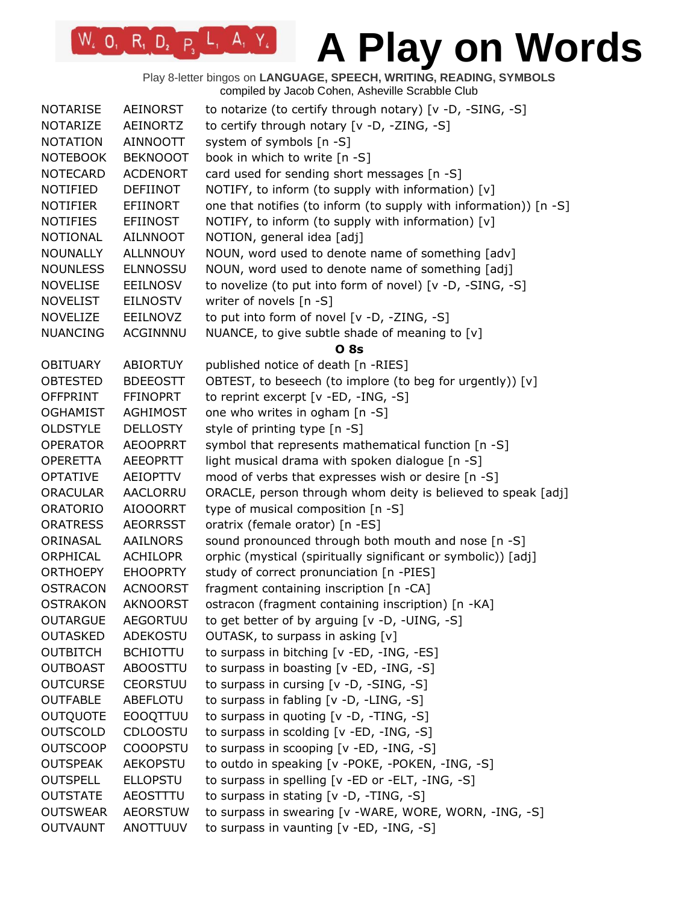# A Play on Words

Play 8-letter bingos on **LANGUAGE, SPEECH, WRITING, READING, SYMBOLS**
compiled by Jacob Cohen, Asheville Scrabble Club

| | | |
|---|---|---|
| NOTARISE | AEINORST | to notarize (to certify through notary) [v -D, -SING, -S] |
| NOTARIZE | AEINORTZ | to certify through notary [v -D, -ZING, -S] |
| NOTATION | AINNOOTT | system of symbols [n -S] |
| NOTEBOOK | BEKNOOOT | book in which to write [n -S] |
| NOTECARD | ACDENORT | card used for sending short messages [n -S] |
| NOTIFIED | DEFIINOT | NOTIFY, to inform (to supply with information) [v] |
| NOTIFIER | EFIINORT | one that notifies (to inform (to supply with information)) [n -S] |
| NOTIFIES | EFIINOST | NOTIFY, to inform (to supply with information) [v] |
| NOTIONAL | AILNNOOT | NOTION, general idea [adj] |
| NOUNALLY | ALLNNOUY | NOUN, word used to denote name of something [adv] |
| NOUNLESS | ELNNOSSU | NOUN, word used to denote name of something [adj] |
| NOVELISE | EEILNOSV | to novelize (to put into form of novel) [v -D, -SING, -S] |
| NOVELIST | EILNOSTV | writer of novels [n -S] |
| NOVELIZE | EEILNOVZ | to put into form of novel [v -D, -ZING, -S] |
| NUANCING | ACGINNNU | NUANCE, to give subtle shade of meaning to [v] |

**O 8s**

| | | |
|---|---|---|
| OBITUARY | ABIORTUY | published notice of death [n -RIES] |
| OBTESTED | BDEEOSTT | OBTEST, to beseech (to implore (to beg for urgently)) [v] |
| OFFPRINT | FFINOPRT | to reprint excerpt [v -ED, -ING, -S] |
| OGHAMIST | AGHIMOST | one who writes in ogham [n -S] |
| OLDSTYLE | DELLOSTY | style of printing type [n -S] |
| OPERATOR | AEOOPRRT | symbol that represents mathematical function [n -S] |
| OPERETTA | AEEOPRTT | light musical drama with spoken dialogue [n -S] |
| OPTATIVE | AEIOPTTV | mood of verbs that expresses wish or desire [n -S] |
| ORACULAR | AACLORRU | ORACLE, person through whom deity is believed to speak [adj] |
| ORATORIO | AIOOORRT | type of musical composition [n -S] |
| ORATRESS | AEORRSST | oratrix (female orator) [n -ES] |
| ORINASAL | AAILNORS | sound pronounced through both mouth and nose [n -S] |
| ORPHICAL | ACHILOPR | orphic (mystical (spiritually significant or symbolic)) [adj] |
| ORTHOEPY | EHOOPRTY | study of correct pronunciation [n -PIES] |
| OSTRACON | ACNOORST | fragment containing inscription [n -CA] |
| OSTRAKON | AKNOORST | ostracon (fragment containing inscription) [n -KA] |
| OUTARGUE | AEGORTUU | to get better of by arguing [v -D, -UING, -S] |
| OUTASKED | ADEKOSTU | OUTASK, to surpass in asking [v] |
| OUTBITCH | BCHIOTTU | to surpass in bitching [v -ED, -ING, -ES] |
| OUTBOAST | ABOOSTTU | to surpass in boasting [v -ED, -ING, -S] |
| OUTCURSE | CEORSTUU | to surpass in cursing [v -D, -SING, -S] |
| OUTFABLE | ABEFLOTU | to surpass in fabling [v -D, -LING, -S] |
| OUTQUOTE | EOOQTTUU | to surpass in quoting [v -D, -TING, -S] |
| OUTSCOLD | CDLOOSTU | to surpass in scolding [v -ED, -ING, -S] |
| OUTSCOOP | COOOPSTU | to surpass in scooping [v -ED, -ING, -S] |
| OUTSPEAK | AEKOPSTU | to outdo in speaking [v -POKE, -POKEN, -ING, -S] |
| OUTSPELL | ELLOPSTU | to surpass in spelling [v -ED or -ELT, -ING, -S] |
| OUTSTATE | AEOSTTTU | to surpass in stating [v -D, -TING, -S] |
| OUTSWEAR | AEORSTUW | to surpass in swearing [v -WARE, WORE, WORN, -ING, -S] |
| OUTVAUNT | ANOTTUUV | to surpass in vaunting [v -ED, -ING, -S] |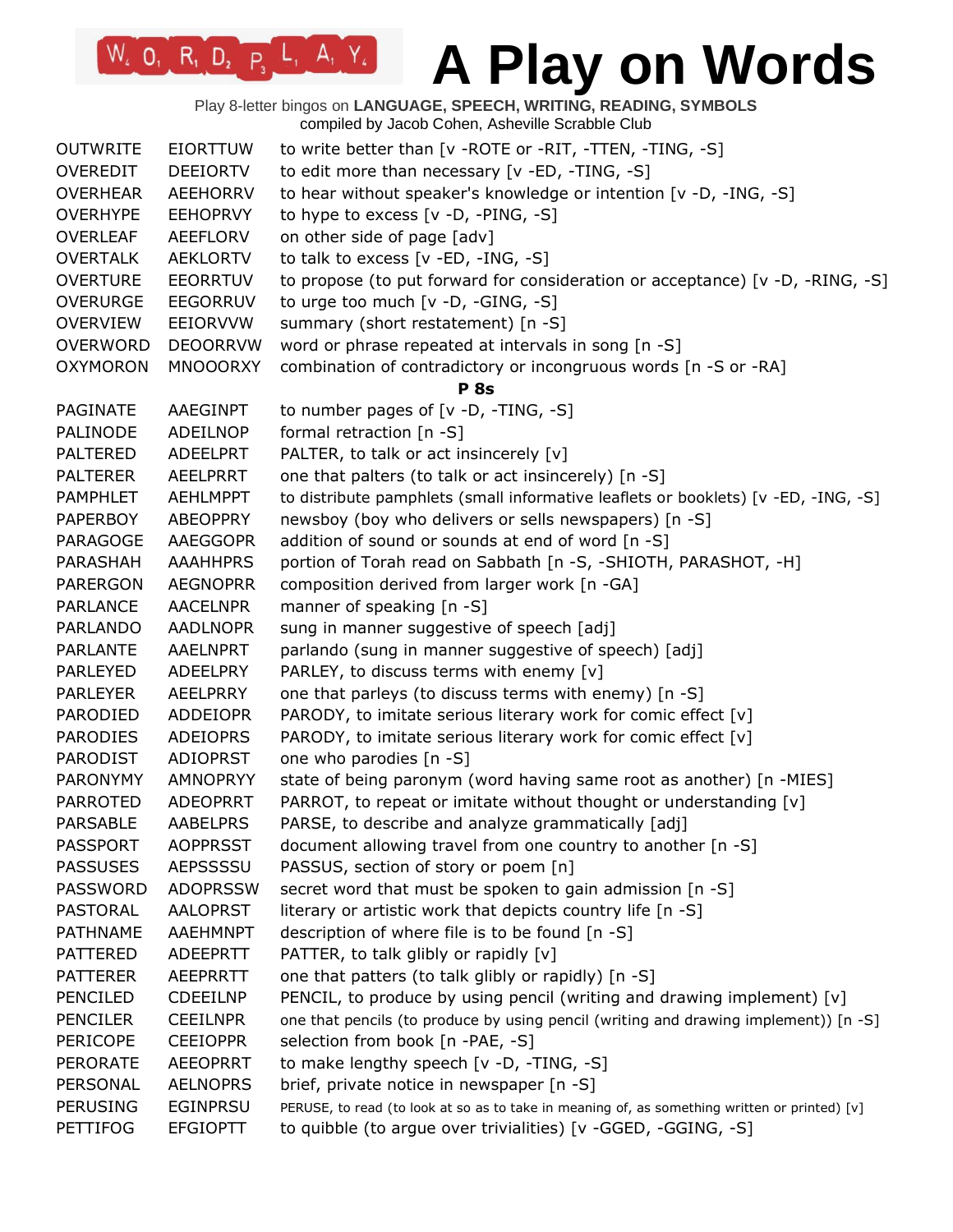# A Play on Words

Play 8-letter bingos on **LANGUAGE, SPEECH, WRITING, READING, SYMBOLS**
compiled by Jacob Cohen, Asheville Scrabble Club

| | | |
|---|---|---|
| OUTWRITE | EIORTTUW | to write better than [v -ROTE or -RIT, -TTEN, -TING, -S] |
| OVEREDIT | DEEIORTV | to edit more than necessary [v -ED, -TING, -S] |
| OVERHEAR | AEEHORRV | to hear without speaker's knowledge or intention [v -D, -ING, -S] |
| OVERHYPE | EEHOPRVY | to hype to excess [v -D, -PING, -S] |
| OVERLEAF | AEEFLORV | on other side of page [adv] |
| OVERTALK | AEKLORTV | to talk to excess [v -ED, -ING, -S] |
| OVERTURE | EEORRTUV | to propose (to put forward for consideration or acceptance) [v -D, -RING, -S] |
| OVERURGE | EEGORRUV | to urge too much [v -D, -GING, -S] |
| OVERVIEW | EEIORVVW | summary (short restatement) [n -S] |
| OVERWORD | DEOORRVW | word or phrase repeated at intervals in song [n -S] |
| OXYMORON | MNOOORXY | combination of contradictory or incongruous words [n -S or -RA] |

**P 8s**

| | | |
|---|---|---|
| PAGINATE | AAEGINPT | to number pages of [v -D, -TING, -S] |
| PALINODE | ADEILNOP | formal retraction [n -S] |
| PALTERED | ADEELPRT | PALTER, to talk or act insincerely [v] |
| PALTERER | AEELPRRT | one that palters (to talk or act insincerely) [n -S] |
| PAMPHLET | AEHLMPPT | to distribute pamphlets (small informative leaflets or booklets) [v -ED, -ING, -S] |
| PAPERBOY | ABEOPPRY | newsboy (boy who delivers or sells newspapers) [n -S] |
| PARAGOGE | AAEGGOPR | addition of sound or sounds at end of word [n -S] |
| PARASHAH | AAAHHPRS | portion of Torah read on Sabbath [n -S, -SHIOTH, PARASHOT, -H] |
| PARERGON | AEGNOPRR | composition derived from larger work [n -GA] |
| PARLANCE | AACELNPR | manner of speaking [n -S] |
| PARLANDO | AADLNOPR | sung in manner suggestive of speech [adj] |
| PARLANTE | AAELNPRT | parlando (sung in manner suggestive of speech) [adj] |
| PARLEYED | ADEELPRY | PARLEY, to discuss terms with enemy [v] |
| PARLEYER | AEELPRRY | one that parleys (to discuss terms with enemy) [n -S] |
| PARODIED | ADDEIOPR | PARODY, to imitate serious literary work for comic effect [v] |
| PARODIES | ADEIOPRS | PARODY, to imitate serious literary work for comic effect [v] |
| PARODIST | ADIOPRST | one who parodies [n -S] |
| PARONYMY | AMNOPRYY | state of being paronym (word having same root as another) [n -MIES] |
| PARROTED | ADEOPRRT | PARROT, to repeat or imitate without thought or understanding [v] |
| PARSABLE | AABELPRS | PARSE, to describe and analyze grammatically [adj] |
| PASSPORT | AOPPRSST | document allowing travel from one country to another [n -S] |
| PASSUSES | AEPSSSSU | PASSUS, section of story or poem [n] |
| PASSWORD | ADOPRSSW | secret word that must be spoken to gain admission [n -S] |
| PASTORAL | AALOPRST | literary or artistic work that depicts country life [n -S] |
| PATHNAME | AAEHMNPT | description of where file is to be found [n -S] |
| PATTERED | ADEEPRTT | PATTER, to talk glibly or rapidly [v] |
| PATTERER | AEEPRRTT | one that patters (to talk glibly or rapidly) [n -S] |
| PENCILED | CDEEILNP | PENCIL, to produce by using pencil (writing and drawing implement) [v] |
| PENCILER | CEEILNPR | one that pencils (to produce by using pencil (writing and drawing implement)) [n -S] |
| PERICOPE | CEEIOPPR | selection from book [n -PAE, -S] |
| PERORATE | AEEOPRRT | to make lengthy speech [v -D, -TING, -S] |
| PERSONAL | AELNOPRS | brief, private notice in newspaper [n -S] |
| PERUSING | EGINPRSU | PERUSE, to read (to look at so as to take in meaning of, as something written or printed) [v] |
| PETTIFOG | EFGIOPTT | to quibble (to argue over trivialities) [v -GGED, -GGING, -S] |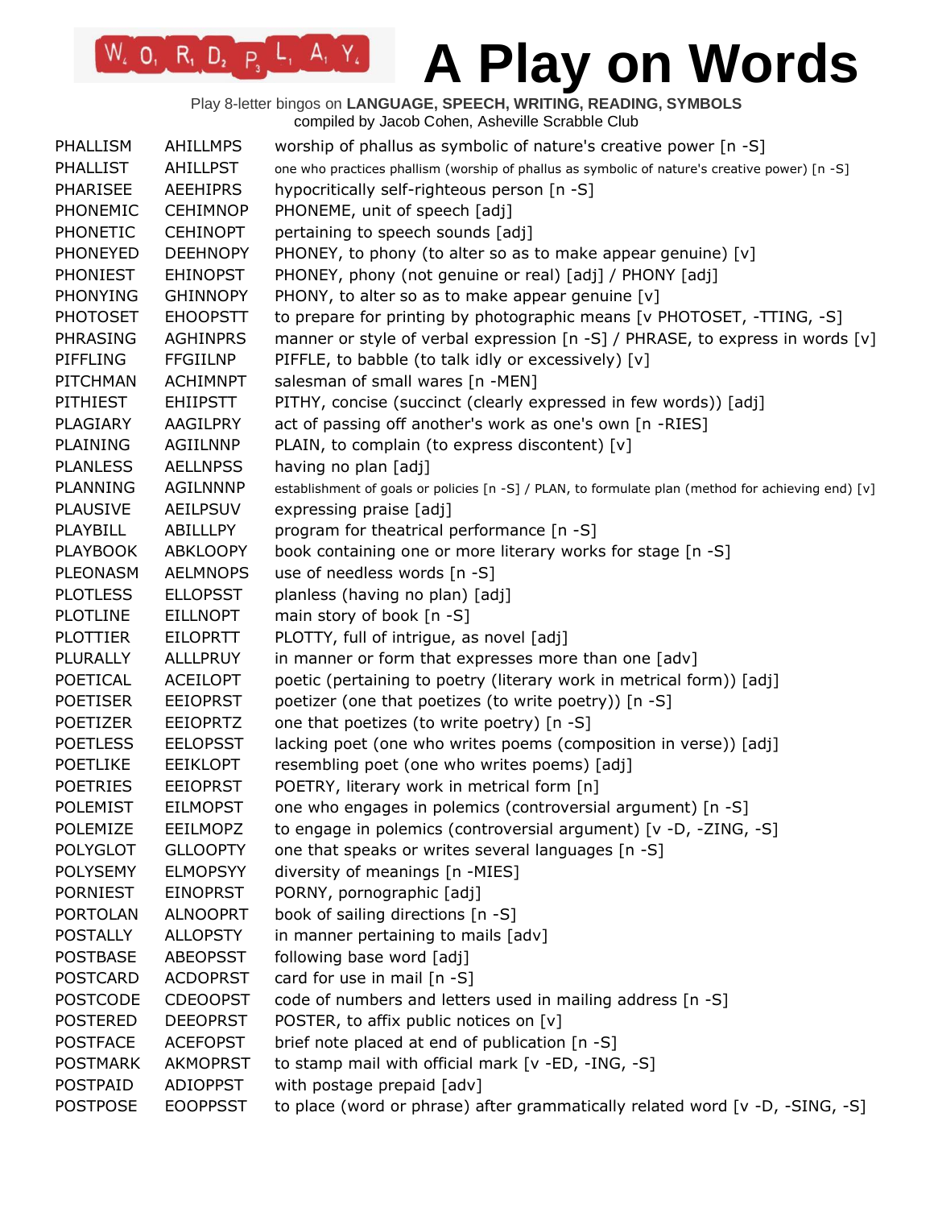# A Play on Words

Play 8-letter bingos on **LANGUAGE, SPEECH, WRITING, READING, SYMBOLS**
compiled by Jacob Cohen, Asheville Scrabble Club

| | | |
|---|---|---|
| PHALLISM | AHILLMPS | worship of phallus as symbolic of nature's creative power [n -S] |
| PHALLIST | AHILLPST | one who practices phallism (worship of phallus as symbolic of nature's creative power) [n -S] |
| PHARISEE | AEEHIPRS | hypocritically self-righteous person [n -S] |
| PHONEMIC | CEHIMNOP | PHONEME, unit of speech [adj] |
| PHONETIC | CEHINOPT | pertaining to speech sounds [adj] |
| PHONEYED | DEEHNOPY | PHONEY, to phony (to alter so as to make appear genuine) [v] |
| PHONIEST | EHINOPST | PHONEY, phony (not genuine or real) [adj] / PHONY [adj] |
| PHONYING | GHINNOPY | PHONY, to alter so as to make appear genuine [v] |
| PHOTOSET | EHOOPSTT | to prepare for printing by photographic means [v PHOTOSET, -TTING, -S] |
| PHRASING | AGHINPRS | manner or style of verbal expression [n -S] / PHRASE, to express in words [v] |
| PIFFLING | FFGIILNP | PIFFLE, to babble (to talk idly or excessively) [v] |
| PITCHMAN | ACHIMNPT | salesman of small wares [n -MEN] |
| PITHIEST | EHIIPSTT | PITHY, concise (succinct (clearly expressed in few words)) [adj] |
| PLAGIARY | AAGILPRY | act of passing off another's work as one's own [n -RIES] |
| PLAINING | AGIILNNP | PLAIN, to complain (to express discontent) [v] |
| PLANLESS | AELLNPSS | having no plan [adj] |
| PLANNING | AGILNNNP | establishment of goals or policies [n -S] / PLAN, to formulate plan (method for achieving end) [v] |
| PLAUSIVE | AEILPSUV | expressing praise [adj] |
| PLAYBILL | ABILLLPY | program for theatrical performance [n -S] |
| PLAYBOOK | ABKLOOPY | book containing one or more literary works for stage [n -S] |
| PLEONASM | AELMNOPS | use of needless words [n -S] |
| PLOTLESS | ELLOPSST | planless (having no plan) [adj] |
| PLOTLINE | EILLNOPT | main story of book [n -S] |
| PLOTTIER | EILOPRTT | PLOTTY, full of intrigue, as novel [adj] |
| PLURALLY | ALLLPRUY | in manner or form that expresses more than one [adv] |
| POETICAL | ACEILOPT | poetic (pertaining to poetry (literary work in metrical form)) [adj] |
| POETISER | EEIOPRST | poetizer (one that poetizes (to write poetry)) [n -S] |
| POETIZER | EEIOPRTZ | one that poetizes (to write poetry) [n -S] |
| POETLESS | EELOPSST | lacking poet (one who writes poems (composition in verse)) [adj] |
| POETLIKE | EEIKLOPT | resembling poet (one who writes poems) [adj] |
| POETRIES | EEIOPRST | POETRY, literary work in metrical form [n] |
| POLEMIST | EILMOPST | one who engages in polemics (controversial argument) [n -S] |
| POLEMIZE | EEILMOPZ | to engage in polemics (controversial argument) [v -D, -ZING, -S] |
| POLYGLOT | GLLOOPTY | one that speaks or writes several languages [n -S] |
| POLYSEMY | ELMOPSYY | diversity of meanings [n -MIES] |
| PORNIEST | EINOPRST | PORNY, pornographic [adj] |
| PORTOLAN | ALNOOPRT | book of sailing directions [n -S] |
| POSTALLY | ALLOPSTY | in manner pertaining to mails [adv] |
| POSTBASE | ABEOPSST | following base word [adj] |
| POSTCARD | ACDOPRST | card for use in mail [n -S] |
| POSTCODE | CDEOOPST | code of numbers and letters used in mailing address [n -S] |
| POSTERED | DEEOPRST | POSTER, to affix public notices on [v] |
| POSTFACE | ACEFOPST | brief note placed at end of publication [n -S] |
| POSTMARK | AKMOPRST | to stamp mail with official mark [v -ED, -ING, -S] |
| POSTPAID | ADIOPPST | with postage prepaid [adv] |
| POSTPOSE | EOOPPSST | to place (word or phrase) after grammatically related word [v -D, -SING, -S] |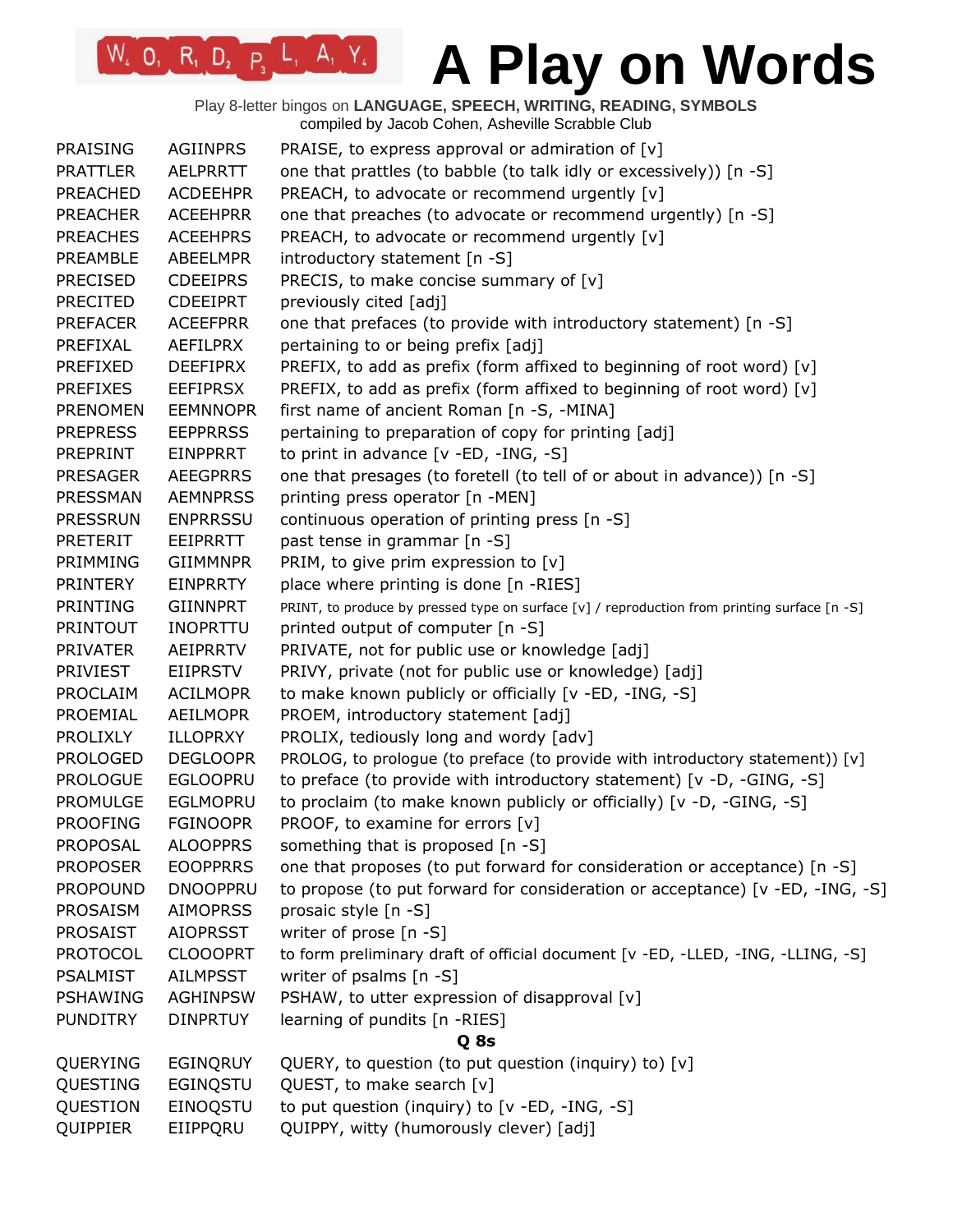# A Play on Words

Play 8-letter bingos on **LANGUAGE, SPEECH, WRITING, READING, SYMBOLS**
compiled by Jacob Cohen, Asheville Scrabble Club

| | | |
|---|---|---|
| PRAISING | AGIINPRS | PRAISE, to express approval or admiration of [v] |
| PRATTLER | AELPRRTT | one that prattles (to babble (to talk idly or excessively)) [n -S] |
| PREACHED | ACDEEHPR | PREACH, to advocate or recommend urgently [v] |
| PREACHER | ACEEHPRR | one that preaches (to advocate or recommend urgently) [n -S] |
| PREACHES | ACEEHPRS | PREACH, to advocate or recommend urgently [v] |
| PREAMBLE | ABEELMPR | introductory statement [n -S] |
| PRECISED | CDEEIPRS | PRECIS, to make concise summary of [v] |
| PRECITED | CDEEIPRT | previously cited [adj] |
| PREFACER | ACEEFPRR | one that prefaces (to provide with introductory statement) [n -S] |
| PREFIXAL | AEFILPRX | pertaining to or being prefix [adj] |
| PREFIXED | DEEFIPRX | PREFIX, to add as prefix (form affixed to beginning of root word) [v] |
| PREFIXES | EEFIPRSX | PREFIX, to add as prefix (form affixed to beginning of root word) [v] |
| PRENOMEN | EEMNNOPR | first name of ancient Roman [n -S, -MINA] |
| PREPRESS | EEPPRRSS | pertaining to preparation of copy for printing [adj] |
| PREPRINT | EINPPRRT | to print in advance [v -ED, -ING, -S] |
| PRESAGER | AEEGPRRS | one that presages (to foretell (to tell of or about in advance)) [n -S] |
| PRESSMAN | AEMNPRSS | printing press operator [n -MEN] |
| PRESSRUN | ENPRRSSU | continuous operation of printing press [n -S] |
| PRETERIT | EEIPRRTT | past tense in grammar [n -S] |
| PRIMMING | GIIMMNPR | PRIM, to give prim expression to [v] |
| PRINTERY | EINPRRTY | place where printing is done [n -RIES] |
| PRINTING | GIINNPRT | PRINT, to produce by pressed type on surface [v] / reproduction from printing surface [n -S] |
| PRINTOUT | INOPRTTU | printed output of computer [n -S] |
| PRIVATER | AEIPRRTV | PRIVATE, not for public use or knowledge [adj] |
| PRIVIEST | EIIPRSTV | PRIVY, private (not for public use or knowledge) [adj] |
| PROCLAIM | ACILMOPR | to make known publicly or officially [v -ED, -ING, -S] |
| PROEMIAL | AEILMOPR | PROEM, introductory statement [adj] |
| PROLIXLY | ILLOPRXY | PROLIX, tediously long and wordy [adv] |
| PROLOGED | DEGLOOPR | PROLOG, to prologue (to preface (to provide with introductory statement)) [v] |
| PROLOGUE | EGLOOPRU | to preface (to provide with introductory statement) [v -D, -GING, -S] |
| PROMULGE | EGLMOPRU | to proclaim (to make known publicly or officially) [v -D, -GING, -S] |
| PROOFING | FGINOOPR | PROOF, to examine for errors [v] |
| PROPOSAL | ALOOPPRS | something that is proposed [n -S] |
| PROPOSER | EOOPPRRS | one that proposes (to put forward for consideration or acceptance) [n -S] |
| PROPOUND | DNOOPPRU | to propose (to put forward for consideration or acceptance) [v -ED, -ING, -S] |
| PROSAISM | AIMOPRSS | prosaic style [n -S] |
| PROSAIST | AIOPRSST | writer of prose [n -S] |
| PROTOCOL | CLOOOPRT | to form preliminary draft of official document [v -ED, -LLED, -ING, -LLING, -S] |
| PSALMIST | AILMPSST | writer of psalms [n -S] |
| PSHAWING | AGHINPSW | PSHAW, to utter expression of disapproval [v] |
| PUNDITRY | DINPRTUY | learning of pundits [n -RIES] |

**Q 8s**

| | | |
|---|---|---|
| QUERYING | EGINQRUY | QUERY, to question (to put question (inquiry) to) [v] |
| QUESTING | EGINQSTU | QUEST, to make search [v] |
| QUESTION | EINOQSTU | to put question (inquiry) to [v -ED, -ING, -S] |
| QUIPPIER | EIIPPQRU | QUIPPY, witty (humorously clever) [adj] |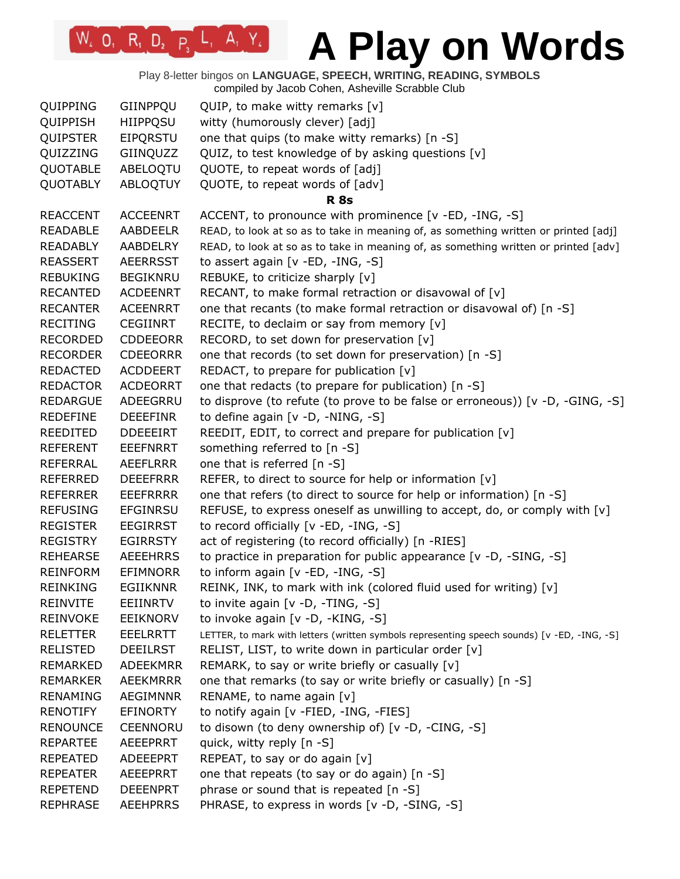# A Play on Words

Play 8-letter bingos on **LANGUAGE, SPEECH, WRITING, READING, SYMBOLS**
compiled by Jacob Cohen, Asheville Scrabble Club

| | | |
|---|---|---|
| QUIPPING | GIINPPQU | QUIP, to make witty remarks [v] |
| QUIPPISH | HIIPPQSU | witty (humorously clever) [adj] |
| QUIPSTER | EIPQRSTU | one that quips (to make witty remarks) [n -S] |
| QUIZZING | GIINQUZZ | QUIZ, to test knowledge of by asking questions [v] |
| QUOTABLE | ABELOQTU | QUOTE, to repeat words of [adj] |
| QUOTABLY | ABLOQTUY | QUOTE, to repeat words of [adv] |

**R 8s**

| | | |
|---|---|---|
| REACCENT | ACCEENRT | ACCENT, to pronounce with prominence [v -ED, -ING, -S] |
| READABLE | AABDEELR | READ, to look at so as to take in meaning of, as something written or printed [adj] |
| READABLY | AABDELRY | READ, to look at so as to take in meaning of, as something written or printed [adv] |
| REASSERT | AEERRSST | to assert again [v -ED, -ING, -S] |
| REBUKING | BEGIKNRU | REBUKE, to criticize sharply [v] |
| RECANTED | ACDEENRT | RECANT, to make formal retraction or disavowal of [v] |
| RECANTER | ACEENRRT | one that recants (to make formal retraction or disavowal of) [n -S] |
| RECITING | CEGIINRT | RECITE, to declaim or say from memory [v] |
| RECORDED | CDDEEORR | RECORD, to set down for preservation [v] |
| RECORDER | CDEEORRR | one that records (to set down for preservation) [n -S] |
| REDACTED | ACDDEERT | REDACT, to prepare for publication [v] |
| REDACTOR | ACDEORRT | one that redacts (to prepare for publication) [n -S] |
| REDARGUE | ADEEGRRU | to disprove (to refute (to prove to be false or erroneous)) [v -D, -GING, -S] |
| REDEFINE | DEEEFINR | to define again [v -D, -NING, -S] |
| REEDITED | DDEEEIRT | REEDIT, EDIT, to correct and prepare for publication [v] |
| REFERENT | EEEFNRRT | something referred to [n -S] |
| REFERRAL | AEEFLRRR | one that is referred [n -S] |
| REFERRED | DEEEFRRR | REFER, to direct to source for help or information [v] |
| REFERRER | EEEFRRRR | one that refers (to direct to source for help or information) [n -S] |
| REFUSING | EFGINRSU | REFUSE, to express oneself as unwilling to accept, do, or comply with [v] |
| REGISTER | EEGIRRST | to record officially [v -ED, -ING, -S] |
| REGISTRY | EGIRRSTY | act of registering (to record officially) [n -RIES] |
| REHEARSE | AEEEHRRS | to practice in preparation for public appearance [v -D, -SING, -S] |
| REINFORM | EFIMNORR | to inform again [v -ED, -ING, -S] |
| REINKING | EGIIKNNR | REINK, INK, to mark with ink (colored fluid used for writing) [v] |
| REINVITE | EEIINRTV | to invite again [v -D, -TING, -S] |
| REINVOKE | EEIKNORV | to invoke again [v -D, -KING, -S] |
| RELETTER | EEELRRTT | LETTER, to mark with letters (written symbols representing speech sounds) [v -ED, -ING, -S] |
| RELISTED | DEEILRST | RELIST, LIST, to write down in particular order [v] |
| REMARKED | ADEEKMRR | REMARK, to say or write briefly or casually [v] |
| REMARKER | AEEKMRRR | one that remarks (to say or write briefly or casually) [n -S] |
| RENAMING | AEGIMNNR | RENAME, to name again [v] |
| RENOTIFY | EFINORTY | to notify again [v -FIED, -ING, -FIES] |
| RENOUNCE | CEENNORU | to disown (to deny ownership of) [v -D, -CING, -S] |
| REPARTEE | AEEEPRRT | quick, witty reply [n -S] |
| REPEATED | ADEEEPRT | REPEAT, to say or do again [v] |
| REPEATER | AEEEPRRT | one that repeats (to say or do again) [n -S] |
| REPETEND | DEEENPRT | phrase or sound that is repeated [n -S] |
| REPHRASE | AEEHPRRS | PHRASE, to express in words [v -D, -SING, -S] |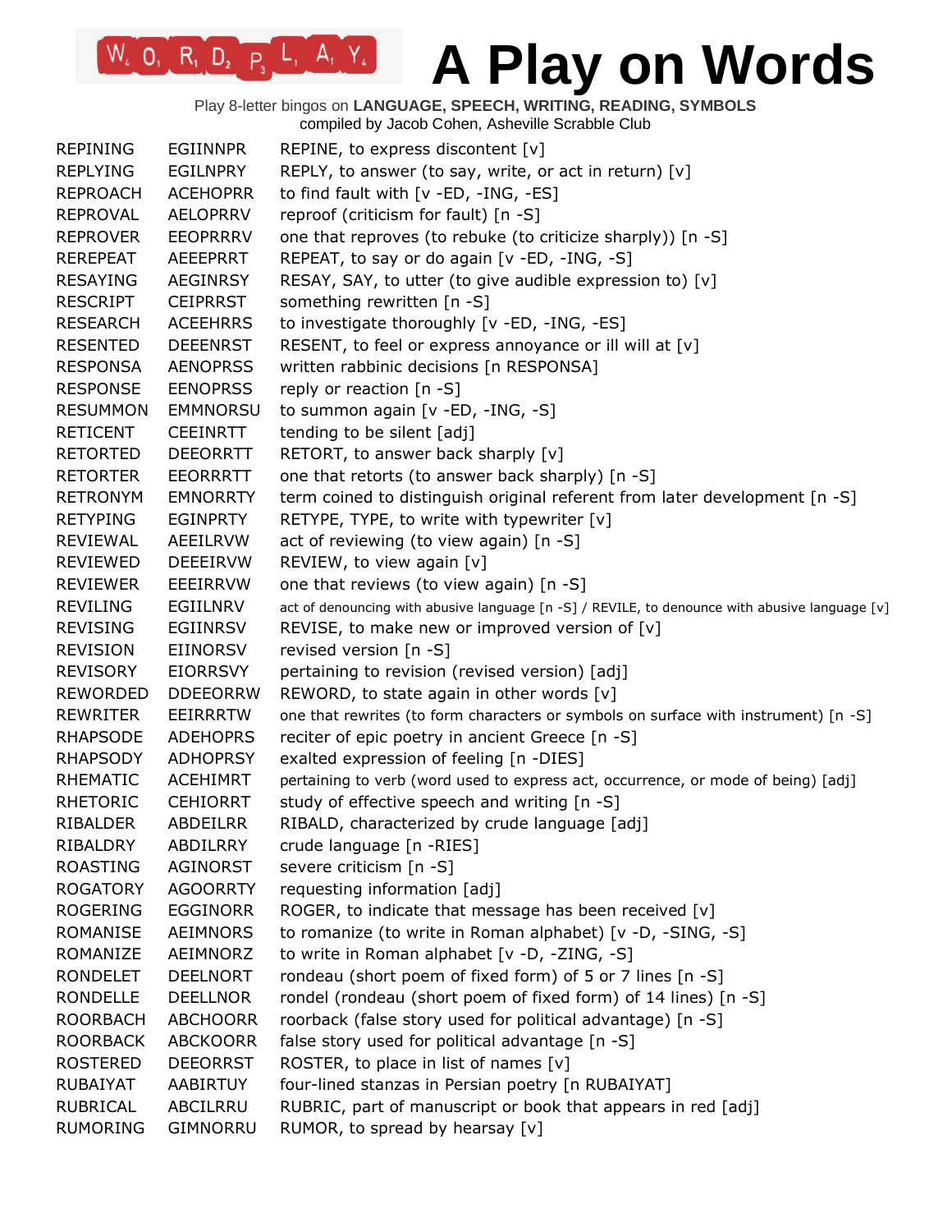# A Play on Words

Play 8-letter bingos on **LANGUAGE, SPEECH, WRITING, READING, SYMBOLS**
compiled by Jacob Cohen, Asheville Scrabble Club

| | | |
|---|---|---|
| REPINING | EGIINNPR | REPINE, to express discontent [v] |
| REPLYING | EGILNPRY | REPLY, to answer (to say, write, or act in return) [v] |
| REPROACH | ACEHOPRR | to find fault with [v -ED, -ING, -ES] |
| REPROVAL | AELOPRRV | reproof (criticism for fault) [n -S] |
| REPROVER | EEOPRRRV | one that reproves (to rebuke (to criticize sharply)) [n -S] |
| REREPEAT | AEEEPRRT | REPEAT, to say or do again [v -ED, -ING, -S] |
| RESAYING | AEGINRSY | RESAY, SAY, to utter (to give audible expression to) [v] |
| RESCRIPT | CEIPRRST | something rewritten [n -S] |
| RESEARCH | ACEEHRRS | to investigate thoroughly [v -ED, -ING, -ES] |
| RESENTED | DEEENRST | RESENT, to feel or express annoyance or ill will at [v] |
| RESPONSA | AENOPRSS | written rabbinic decisions [n RESPONSA] |
| RESPONSE | EENOPRSS | reply or reaction [n -S] |
| RESUMMON | EMMNORSU | to summon again [v -ED, -ING, -S] |
| RETICENT | CEEINRTT | tending to be silent [adj] |
| RETORTED | DEEORRTT | RETORT, to answer back sharply [v] |
| RETORTER | EEORRRTT | one that retorts (to answer back sharply) [n -S] |
| RETRONYM | EMNORRTY | term coined to distinguish original referent from later development [n -S] |
| RETYPING | EGINPRTY | RETYPE, TYPE, to write with typewriter [v] |
| REVIEWAL | AEEILRVW | act of reviewing (to view again) [n -S] |
| REVIEWED | DEEEIRVW | REVIEW, to view again [v] |
| REVIEWER | EEEIRRVW | one that reviews (to view again) [n -S] |
| REVILING | EGIILNRV | act of denouncing with abusive language [n -S] / REVILE, to denounce with abusive language [v] |
| REVISING | EGIINRSV | REVISE, to make new or improved version of [v] |
| REVISION | EIINORSV | revised version [n -S] |
| REVISORY | EIORRSVY | pertaining to revision (revised version) [adj] |
| REWORDED | DDEEORRW | REWORD, to state again in other words [v] |
| REWRITER | EEIRRRTW | one that rewrites (to form characters or symbols on surface with instrument) [n -S] |
| RHAPSODE | ADEHOPRS | reciter of epic poetry in ancient Greece [n -S] |
| RHAPSODY | ADHOPRSY | exalted expression of feeling [n -DIES] |
| RHEMATIC | ACEHIMRT | pertaining to verb (word used to express act, occurrence, or mode of being) [adj] |
| RHETORIC | CEHIORRT | study of effective speech and writing [n -S] |
| RIBALDER | ABDEILRR | RIBALD, characterized by crude language [adj] |
| RIBALDRY | ABDILRRY | crude language [n -RIES] |
| ROASTING | AGINORST | severe criticism [n -S] |
| ROGATORY | AGOORRTY | requesting information [adj] |
| ROGERING | EGGINORR | ROGER, to indicate that message has been received [v] |
| ROMANISE | AEIMNORS | to romanize (to write in Roman alphabet) [v -D, -SING, -S] |
| ROMANIZE | AEIMNORZ | to write in Roman alphabet [v -D, -ZING, -S] |
| RONDELET | DEELNORT | rondeau (short poem of fixed form) of 5 or 7 lines [n -S] |
| RONDELLE | DEELLNOR | rondel (rondeau (short poem of fixed form) of 14 lines) [n -S] |
| ROORBACH | ABCHOORR | roorback (false story used for political advantage) [n -S] |
| ROORBACK | ABCKOORR | false story used for political advantage [n -S] |
| ROSTERED | DEEORRST | ROSTER, to place in list of names [v] |
| RUBAIYAT | AABIRTUY | four-lined stanzas in Persian poetry [n RUBAIYAT] |
| RUBRICAL | ABCILRRU | RUBRIC, part of manuscript or book that appears in red [adj] |
| RUMORING | GIMNORRU | RUMOR, to spread by hearsay [v] |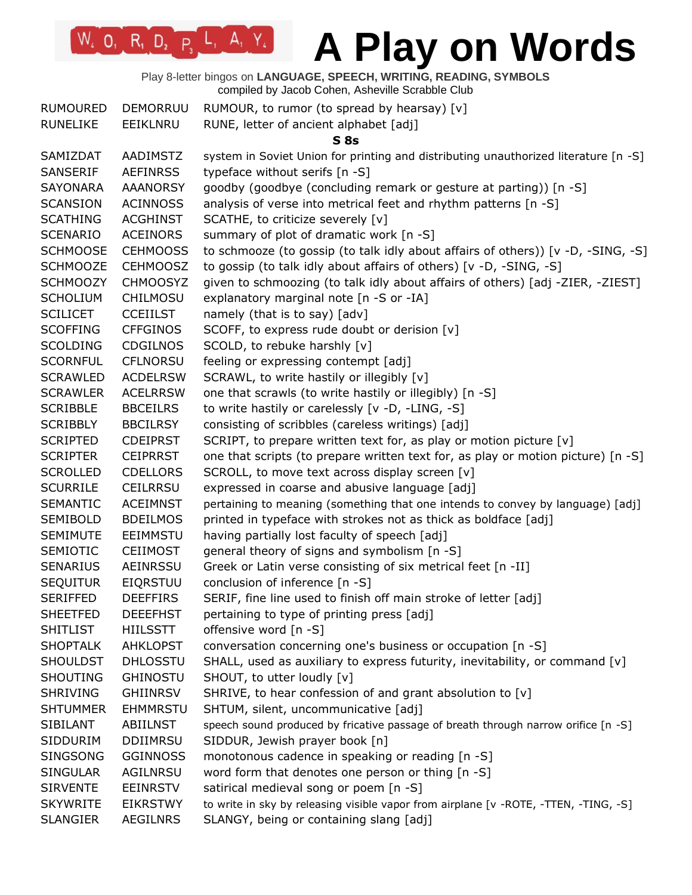# A Play on Words

Play 8-letter bingos on **LANGUAGE, SPEECH, WRITING, READING, SYMBOLS**
compiled by Jacob Cohen, Asheville Scrabble Club

| | | |
|---|---|---|
| RUMOURED | DEMORRUU | RUMOUR, to rumor (to spread by hearsay) [v] |
| RUNELIKE | EEIKLNRU | RUNE, letter of ancient alphabet [adj] |

**S 8s**

| | | |
|---|---|---|
| SAMIZDAT | AADIMSTZ | system in Soviet Union for printing and distributing unauthorized literature [n -S] |
| SANSERIF | AEFINRSS | typeface without serifs [n -S] |
| SAYONARA | AAANORSY | goodby (goodbye (concluding remark or gesture at parting)) [n -S] |
| SCANSION | ACINNOSS | analysis of verse into metrical feet and rhythm patterns [n -S] |
| SCATHING | ACGHINST | SCATHE, to criticize severely [v] |
| SCENARIO | ACEINORS | summary of plot of dramatic work [n -S] |
| SCHMOOSE | CEHMOOSS | to schmooze (to gossip (to talk idly about affairs of others)) [v -D, -SING, -S] |
| SCHMOOZE | CEHMOOSZ | to gossip (to talk idly about affairs of others) [v -D, -SING, -S] |
| SCHMOOZY | CHMOOSYZ | given to schmoozing (to talk idly about affairs of others) [adj -ZIER, -ZIEST] |
| SCHOLIUM | CHILMOSU | explanatory marginal note [n -S or -IA] |
| SCILICET | CCEIILST | namely (that is to say) [adv] |
| SCOFFING | CFFGINOS | SCOFF, to express rude doubt or derision [v] |
| SCOLDING | CDGILNOS | SCOLD, to rebuke harshly [v] |
| SCORNFUL | CFLNORSU | feeling or expressing contempt [adj] |
| SCRAWLED | ACDELRSW | SCRAWL, to write hastily or illegibly [v] |
| SCRAWLER | ACELRRSW | one that scrawls (to write hastily or illegibly) [n -S] |
| SCRIBBLE | BBCEILRS | to write hastily or carelessly [v -D, -LING, -S] |
| SCRIBBLY | BBCILRSY | consisting of scribbles (careless writings) [adj] |
| SCRIPTED | CDEIPRST | SCRIPT, to prepare written text for, as play or motion picture [v] |
| SCRIPTER | CEIPRRST | one that scripts (to prepare written text for, as play or motion picture) [n -S] |
| SCROLLED | CDELLORS | SCROLL, to move text across display screen [v] |
| SCURRILE | CEILRRSU | expressed in coarse and abusive language [adj] |
| SEMANTIC | ACEIMNST | pertaining to meaning (something that one intends to convey by language) [adj] |
| SEMIBOLD | BDEILMOS | printed in typeface with strokes not as thick as boldface [adj] |
| SEMIMUTE | EEIMMSTU | having partially lost faculty of speech [adj] |
| SEMIOTIC | CEIIMOST | general theory of signs and symbolism [n -S] |
| SENARIUS | AEINRSSU | Greek or Latin verse consisting of six metrical feet [n -II] |
| SEQUITUR | EIQRSTUU | conclusion of inference [n -S] |
| SERIFFED | DEEFFIRS | SERIF, fine line used to finish off main stroke of letter [adj] |
| SHEETFED | DEEEFHST | pertaining to type of printing press [adj] |
| SHITLIST | HIILSSTT | offensive word [n -S] |
| SHOPTALK | AHKLOPST | conversation concerning one's business or occupation [n -S] |
| SHOULDST | DHLOSSTU | SHALL, used as auxiliary to express futurity, inevitability, or command [v] |
| SHOUTING | GHINOSTU | SHOUT, to utter loudly [v] |
| SHRIVING | GHIINRSV | SHRIVE, to hear confession of and grant absolution to [v] |
| SHTUMMER | EHMMRSTU | SHTUM, silent, uncommunicative [adj] |
| SIBILANT | ABIILNST | speech sound produced by fricative passage of breath through narrow orifice [n -S] |
| SIDDURIM | DDIIMRSU | SIDDUR, Jewish prayer book [n] |
| SINGSONG | GGINNOSS | monotonous cadence in speaking or reading [n -S] |
| SINGULAR | AGILNRSU | word form that denotes one person or thing [n -S] |
| SIRVENTE | EEINRSTV | satirical medieval song or poem [n -S] |
| SKYWRITE | EIKRSTWY | to write in sky by releasing visible vapor from airplane [v -ROTE, -TTEN, -TING, -S] |
| SLANGIER | AEGILNRS | SLANGY, being or containing slang [adj] |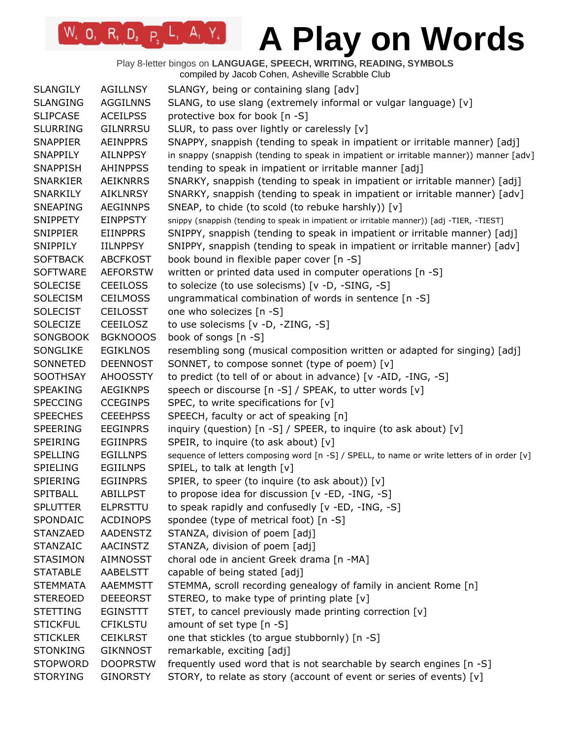# A Play on Words

Play 8-letter bingos on **LANGUAGE, SPEECH, WRITING, READING, SYMBOLS**
compiled by Jacob Cohen, Asheville Scrabble Club

| | | |
|---|---|---|
| SLANGILY | AGILLNSY | SLANGY, being or containing slang [adv] |
| SLANGING | AGGILNNS | SLANG, to use slang (extremely informal or vulgar language) [v] |
| SLIPCASE | ACEILPSS | protective box for book [n -S] |
| SLURRING | GILNRRSU | SLUR, to pass over lightly or carelessly [v] |
| SNAPPIER | AEINPPRS | SNAPPY, snappish (tending to speak in impatient or irritable manner) [adj] |
| SNAPPILY | AILNPPSY | in snappy (snappish (tending to speak in impatient or irritable manner)) manner [adv] |
| SNAPPISH | AHINPPSS | tending to speak in impatient or irritable manner [adj] |
| SNARKIER | AEIKNRRS | SNARKY, snappish (tending to speak in impatient or irritable manner) [adj] |
| SNARKILY | AIKLNRSY | SNARKY, snappish (tending to speak in impatient or irritable manner) [adv] |
| SNEAPING | AEGINNPS | SNEAP, to chide (to scold (to rebuke harshly)) [v] |
| SNIPPETY | EINPPSTY | snippy (snappish (tending to speak in impatient or irritable manner)) [adj -TIER, -TIEST] |
| SNIPPIER | EIINPPRS | SNIPPY, snappish (tending to speak in impatient or irritable manner) [adj] |
| SNIPPILY | IILNPPSY | SNIPPY, snappish (tending to speak in impatient or irritable manner) [adv] |
| SOFTBACK | ABCFKOST | book bound in flexible paper cover [n -S] |
| SOFTWARE | AEFORSTW | written or printed data used in computer operations [n -S] |
| SOLECISE | CEEILOSS | to solecize (to use solecisms) [v -D, -SING, -S] |
| SOLECISM | CEILMOSS | ungrammatical combination of words in sentence [n -S] |
| SOLECIST | CEILOSST | one who solecizes [n -S] |
| SOLECIZE | CEEILOSZ | to use solecisms [v -D, -ZING, -S] |
| SONGBOOK | BGKNOOOS | book of songs [n -S] |
| SONGLIKE | EGIKLNOS | resembling song (musical composition written or adapted for singing) [adj] |
| SONNETED | DEENNOST | SONNET, to compose sonnet (type of poem) [v] |
| SOOTHSAY | AHOOSSTY | to predict (to tell of or about in advance) [v -AID, -ING, -S] |
| SPEAKING | AEGIKNPS | speech or discourse [n -S] / SPEAK, to utter words [v] |
| SPECCING | CCEGINPS | SPEC, to write specifications for [v] |
| SPEECHES | CEEEHPSS | SPEECH, faculty or act of speaking [n] |
| SPEERING | EEGINPRS | inquiry (question) [n -S] / SPEER, to inquire (to ask about) [v] |
| SPEIRING | EGIINPRS | SPEIR, to inquire (to ask about) [v] |
| SPELLING | EGILLNPS | sequence of letters composing word [n -S] / SPELL, to name or write letters of in order [v] |
| SPIELING | EGIILNPS | SPIEL, to talk at length [v] |
| SPIERING | EGIINPRS | SPIER, to speer (to inquire (to ask about)) [v] |
| SPITBALL | ABILLPST | to propose idea for discussion [v -ED, -ING, -S] |
| SPLUTTER | ELPRSTTU | to speak rapidly and confusedly [v -ED, -ING, -S] |
| SPONDAIC | ACDINOPS | spondee (type of metrical foot) [n -S] |
| STANZAED | AADENSTZ | STANZA, division of poem [adj] |
| STANZAIC | AACINSTZ | STANZA, division of poem [adj] |
| STASIMON | AIMNOSST | choral ode in ancient Greek drama [n -MA] |
| STATABLE | AABELSTT | capable of being stated [adj] |
| STEMMATA | AAEMMSTT | STEMMA, scroll recording genealogy of family in ancient Rome [n] |
| STEREOED | DEEEORST | STEREO, to make type of printing plate [v] |
| STETTING | EGINSTTT | STET, to cancel previously made printing correction [v] |
| STICKFUL | CFIKLSTU | amount of set type [n -S] |
| STICKLER | CEIKLRST | one that stickles (to argue stubbornly) [n -S] |
| STONKING | GIKNNOST | remarkable, exciting [adj] |
| STOPWORD | DOOPRSTW | frequently used word that is not searchable by search engines [n -S] |
| STORYING | GINORSTY | STORY, to relate as story (account of event or series of events) [v] |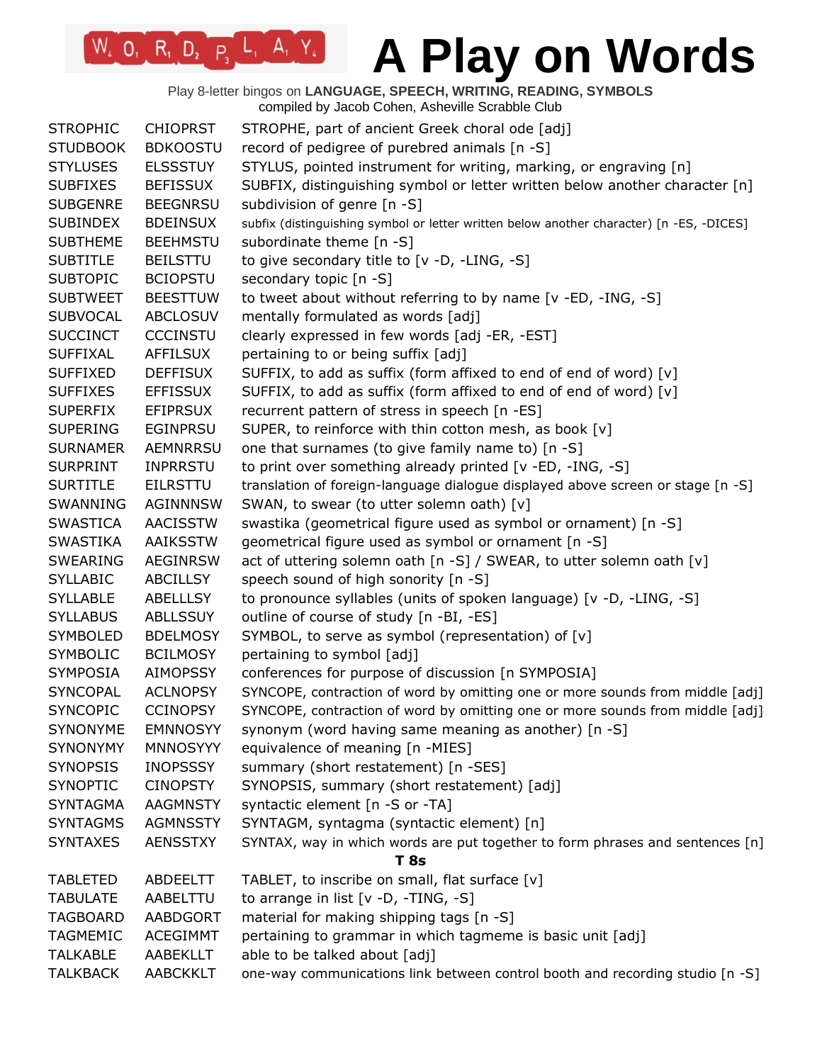# A Play on Words

Play 8-letter bingos on **LANGUAGE, SPEECH, WRITING, READING, SYMBOLS**
compiled by Jacob Cohen, Asheville Scrabble Club

| | | |
|---|---|---|
| STROPHIC | CHIOPRST | STROPHE, part of ancient Greek choral ode [adj] |
| STUDBOOK | BDKOOSTU | record of pedigree of purebred animals [n -S] |
| STYLUSES | ELSSSTUY | STYLUS, pointed instrument for writing, marking, or engraving [n] |
| SUBFIXES | BEFISSUX | SUBFIX, distinguishing symbol or letter written below another character [n] |
| SUBGENRE | BEEGNRSU | subdivision of genre [n -S] |
| SUBINDEX | BDEINSUX | subfix (distinguishing symbol or letter written below another character) [n -ES, -DICES] |
| SUBTHEME | BEEHMSTU | subordinate theme [n -S] |
| SUBTITLE | BEILSTTU | to give secondary title to [v -D, -LING, -S] |
| SUBTOPIC | BCIOPSTU | secondary topic [n -S] |
| SUBTWEET | BEESTTUW | to tweet about without referring to by name [v -ED, -ING, -S] |
| SUBVOCAL | ABCLOSUV | mentally formulated as words [adj] |
| SUCCINCT | CCCINSTU | clearly expressed in few words [adj -ER, -EST] |
| SUFFIXAL | AFFILSUX | pertaining to or being suffix [adj] |
| SUFFIXED | DEFFISUX | SUFFIX, to add as suffix (form affixed to end of end of word) [v] |
| SUFFIXES | EFFISSUX | SUFFIX, to add as suffix (form affixed to end of end of word) [v] |
| SUPERFIX | EFIPRSUX | recurrent pattern of stress in speech [n -ES] |
| SUPERING | EGINPRSU | SUPER, to reinforce with thin cotton mesh, as book [v] |
| SURNAMER | AEMNRRSU | one that surnames (to give family name to) [n -S] |
| SURPRINT | INPRRSTU | to print over something already printed [v -ED, -ING, -S] |
| SURTITLE | EILRSTTU | translation of foreign-language dialogue displayed above screen or stage [n -S] |
| SWANNING | AGINNNSW | SWAN, to swear (to utter solemn oath) [v] |
| SWASTICA | AACISSTW | swastika (geometrical figure used as symbol or ornament) [n -S] |
| SWASTIKA | AAIKSSTW | geometrical figure used as symbol or ornament [n -S] |
| SWEARING | AEGINRSW | act of uttering solemn oath [n -S] / SWEAR, to utter solemn oath [v] |
| SYLLABIC | ABCILLSY | speech sound of high sonority [n -S] |
| SYLLABLE | ABELLLSY | to pronounce syllables (units of spoken language) [v -D, -LING, -S] |
| SYLLABUS | ABLLSSUY | outline of course of study [n -BI, -ES] |
| SYMBOLED | BDELMOSY | SYMBOL, to serve as symbol (representation) of [v] |
| SYMBOLIC | BCILMOSY | pertaining to symbol [adj] |
| SYMPOSIA | AIMOPSSY | conferences for purpose of discussion [n SYMPOSIA] |
| SYNCOPAL | ACLNOPSY | SYNCOPE, contraction of word by omitting one or more sounds from middle [adj] |
| SYNCOPIC | CCINOPSY | SYNCOPE, contraction of word by omitting one or more sounds from middle [adj] |
| SYNONYME | EMNNOSYY | synonym (word having same meaning as another) [n -S] |
| SYNONYMY | MNNOSYYY | equivalence of meaning [n -MIES] |
| SYNOPSIS | INOPSSSY | summary (short restatement) [n -SES] |
| SYNOPTIC | CINOPSTY | SYNOPSIS, summary (short restatement) [adj] |
| SYNTAGMA | AAGMNSTY | syntactic element [n -S or -TA] |
| SYNTAGMS | AGMNSSTY | SYNTAGM, syntagma (syntactic element) [n] |
| SYNTAXES | AENSSTXY | SYNTAX, way in which words are put together to form phrases and sentences [n] |
| | | **T 8s** |
| TABLETED | ABDEELTT | TABLET, to inscribe on small, flat surface [v] |
| TABULATE | AABELTTU | to arrange in list [v -D, -TING, -S] |
| TAGBOARD | AABDGORT | material for making shipping tags [n -S] |
| TAGMEMIC | ACEGIMMT | pertaining to grammar in which tagmeme is basic unit [adj] |
| TALKABLE | AABEKLLT | able to be talked about [adj] |
| TALKBACK | AABCKKLT | one-way communications link between control booth and recording studio [n -S] |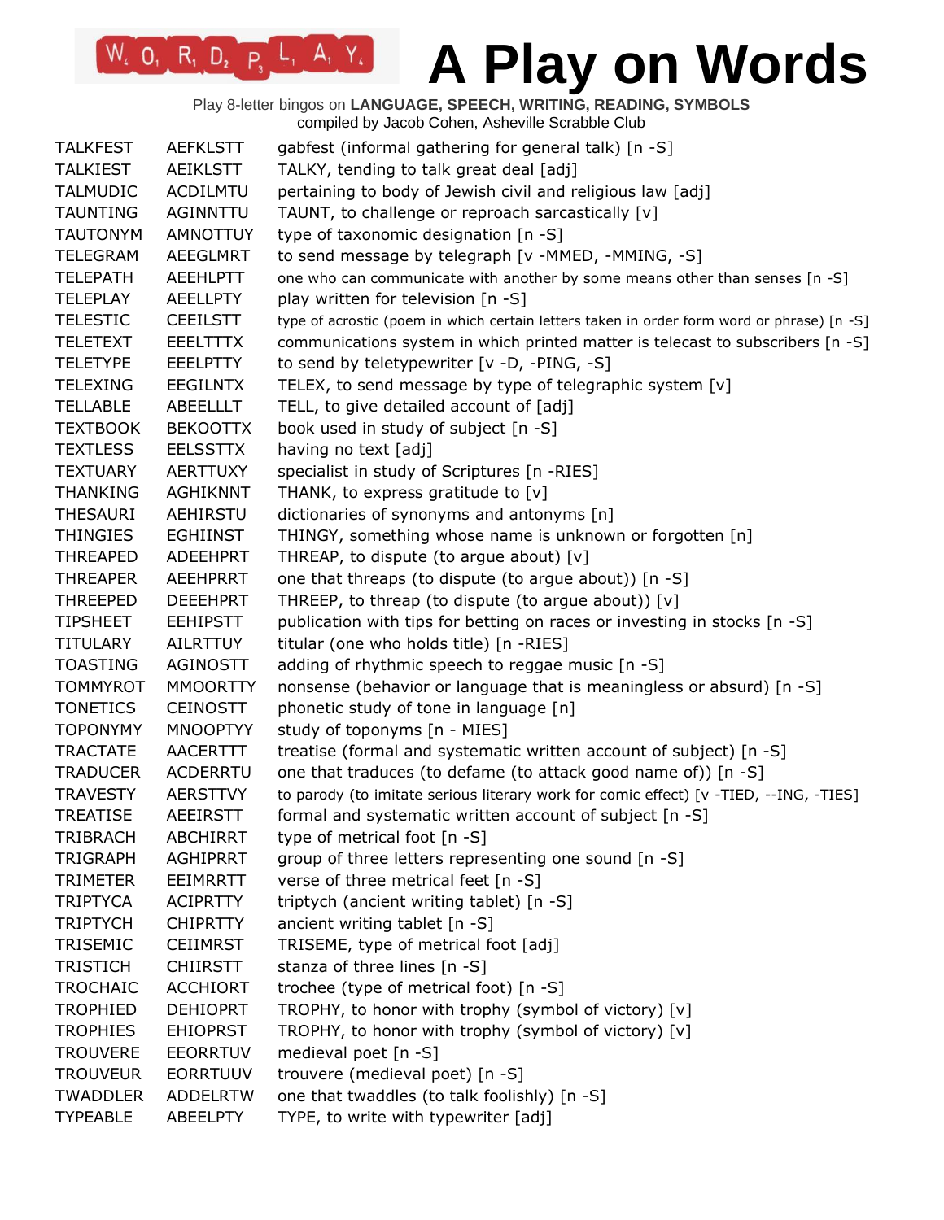# A Play on Words

Play 8-letter bingos on **LANGUAGE, SPEECH, WRITING, READING, SYMBOLS**
compiled by Jacob Cohen, Asheville Scrabble Club

| | | |
|---|---|---|
| TALKFEST | AEFKLSTT | gabfest (informal gathering for general talk) [n -S] |
| TALKIEST | AEIKLSTT | TALKY, tending to talk great deal [adj] |
| TALMUDIC | ACDILMTU | pertaining to body of Jewish civil and religious law [adj] |
| TAUNTING | AGINNTTU | TAUNT, to challenge or reproach sarcastically [v] |
| TAUTONYM | AMNOTTUY | type of taxonomic designation [n -S] |
| TELEGRAM | AEEGLMRT | to send message by telegraph [v -MMED, -MMING, -S] |
| TELEPATH | AEEHLPTT | one who can communicate with another by some means other than senses [n -S] |
| TELEPLAY | AEELLPTY | play written for television [n -S] |
| TELESTIC | CEEILSTT | type of acrostic (poem in which certain letters taken in order form word or phrase) [n -S] |
| TELETEXT | EEELTTTX | communications system in which printed matter is telecast to subscribers [n -S] |
| TELETYPE | EEELPTTY | to send by teletypewriter [v -D, -PING, -S] |
| TELEXING | EEGILNTX | TELEX, to send message by type of telegraphic system [v] |
| TELLABLE | ABEELLLT | TELL, to give detailed account of [adj] |
| TEXTBOOK | BEKOOTTX | book used in study of subject [n -S] |
| TEXTLESS | EELSSTTX | having no text [adj] |
| TEXTUARY | AERTTUXY | specialist in study of Scriptures [n -RIES] |
| THANKING | AGHIKNNT | THANK, to express gratitude to [v] |
| THESAURI | AEHIRSTU | dictionaries of synonyms and antonyms [n] |
| THINGIES | EGHIINST | THINGY, something whose name is unknown or forgotten [n] |
| THREAPED | ADEEHPRT | THREAP, to dispute (to argue about) [v] |
| THREAPER | AEEHPRRT | one that threaps (to dispute (to argue about)) [n -S] |
| THREEPED | DEEEHPRT | THREEP, to threap (to dispute (to argue about)) [v] |
| TIPSHEET | EEHIPSTT | publication with tips for betting on races or investing in stocks [n -S] |
| TITULARY | AILRTTUY | titular (one who holds title) [n -RIES] |
| TOASTING | AGINOSTT | adding of rhythmic speech to reggae music [n -S] |
| TOMMYROT | MMOORTTY | nonsense (behavior or language that is meaningless or absurd) [n -S] |
| TONETICS | CEINOSTT | phonetic study of tone in language [n] |
| TOPONYMY | MNOOPTYY | study of toponyms [n - MIES] |
| TRACTATE | AACERTTT | treatise (formal and systematic written account of subject) [n -S] |
| TRADUCER | ACDERRTU | one that traduces (to defame (to attack good name of)) [n -S] |
| TRAVESTY | AERSTTVY | to parody (to imitate serious literary work for comic effect) [v -TIED, --ING, -TIES] |
| TREATISE | AEEIRSTT | formal and systematic written account of subject [n -S] |
| TRIBRACH | ABCHIRRT | type of metrical foot [n -S] |
| TRIGRAPH | AGHIPRRT | group of three letters representing one sound [n -S] |
| TRIMETER | EEIMRRTT | verse of three metrical feet [n -S] |
| TRIPTYCA | ACIPRTTY | triptych (ancient writing tablet) [n -S] |
| TRIPTYCH | CHIPRTTY | ancient writing tablet [n -S] |
| TRISEMIC | CEIIMRST | TRISEME, type of metrical foot [adj] |
| TRISTICH | CHIIRSTT | stanza of three lines [n -S] |
| TROCHAIC | ACCHIORT | trochee (type of metrical foot) [n -S] |
| TROPHIED | DEHIOPRT | TROPHY, to honor with trophy (symbol of victory) [v] |
| TROPHIES | EHIOPRST | TROPHY, to honor with trophy (symbol of victory) [v] |
| TROUVERE | EEORRTUV | medieval poet [n -S] |
| TROUVEUR | EORRTUUV | trouvere (medieval poet) [n -S] |
| TWADDLER | ADDELRTW | one that twaddles (to talk foolishly) [n -S] |
| TYPEABLE | ABEELPTY | TYPE, to write with typewriter [adj] |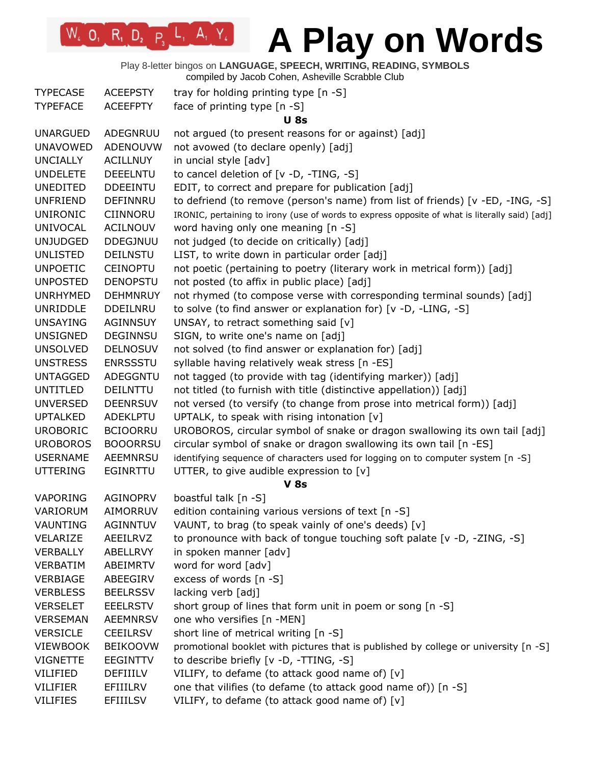# A Play on Words

Play 8-letter bingos on **LANGUAGE, SPEECH, WRITING, READING, SYMBOLS**
compiled by Jacob Cohen, Asheville Scrabble Club

| | | |
|---|---|---|
| TYPECASE | ACEEPSTY | tray for holding printing type [n -S] |
| TYPEFACE | ACEEFPTY | face of printing type [n -S] |
| | | **U 8s** |
| UNARGUED | ADEGNRUU | not argued (to present reasons for or against) [adj] |
| UNAVOWED | ADENOUVW | not avowed (to declare openly) [adj] |
| UNCIALLY | ACILLNUY | in uncial style [adv] |
| UNDELETE | DEEELNTU | to cancel deletion of [v -D, -TING, -S] |
| UNEDITED | DDEEINTU | EDIT, to correct and prepare for publication [adj] |
| UNFRIEND | DEFINNRU | to defriend (to remove (person's name) from list of friends) [v -ED, -ING, -S] |
| UNIRONIC | CIINNORU | IRONIC, pertaining to irony (use of words to express opposite of what is literally said) [adj] |
| UNIVOCAL | ACILNOUV | word having only one meaning [n -S] |
| UNJUDGED | DDEGJNUU | not judged (to decide on critically) [adj] |
| UNLISTED | DEILNSTU | LIST, to write down in particular order [adj] |
| UNPOETIC | CEINOPTU | not poetic (pertaining to poetry (literary work in metrical form)) [adj] |
| UNPOSTED | DENOPSTU | not posted (to affix in public place) [adj] |
| UNRHYMED | DEHMNRUY | not rhymed (to compose verse with corresponding terminal sounds) [adj] |
| UNRIDDLE | DDEILNRU | to solve (to find answer or explanation for) [v -D, -LING, -S] |
| UNSAYING | AGINNSUY | UNSAY, to retract something said [v] |
| UNSIGNED | DEGINNSU | SIGN, to write one's name on [adj] |
| UNSOLVED | DELNOSUV | not solved (to find answer or explanation for) [adj] |
| UNSTRESS | ENRSSSTU | syllable having relatively weak stress [n -ES] |
| UNTAGGED | ADEGGNTU | not tagged (to provide with tag (identifying marker)) [adj] |
| UNTITLED | DEILNTTU | not titled (to furnish with title (distinctive appellation)) [adj] |
| UNVERSED | DEENRSUV | not versed (to versify (to change from prose into metrical form)) [adj] |
| UPTALKED | ADEKLPTU | UPTALK, to speak with rising intonation [v] |
| UROBORIC | BCIOORRU | UROBOROS, circular symbol of snake or dragon swallowing its own tail [adj] |
| UROBOROS | BOOORRSU | circular symbol of snake or dragon swallowing its own tail [n -ES] |
| USERNAME | AEEMNRSU | identifying sequence of characters used for logging on to computer system [n -S] |
| UTTERING | EGINRTTU | UTTER, to give audible expression to [v] |
| | | **V 8s** |
| VAPORING | AGINOPRV | boastful talk [n -S] |
| VARIORUM | AIMORRUV | edition containing various versions of text [n -S] |
| VAUNTING | AGINNTUV | VAUNT, to brag (to speak vainly of one's deeds) [v] |
| VELARIZE | AEEILRVZ | to pronounce with back of tongue touching soft palate [v -D, -ZING, -S] |
| VERBALLY | ABELLRVY | in spoken manner [adv] |
| VERBATIM | ABEIMRTV | word for word [adv] |
| VERBIAGE | ABEEGIRV | excess of words [n -S] |
| VERBLESS | BEELRSSV | lacking verb [adj] |
| VERSELET | EEELRSTV | short group of lines that form unit in poem or song [n -S] |
| VERSEMAN | AEEMNRSV | one who versifies [n -MEN] |
| VERSICLE | CEEILRSV | short line of metrical writing [n -S] |
| VIEWBOOK | BEIKOOVW | promotional booklet with pictures that is published by college or university [n -S] |
| VIGNETTE | EEGINTTV | to describe briefly [v -D, -TTING, -S] |
| VILIFIED | DEFIIILV | VILIFY, to defame (to attack good name of) [v] |
| VILIFIER | EFIIILRV | one that vilifies (to defame (to attack good name of)) [n -S] |
| VILIFIES | EFIIILSV | VILIFY, to defame (to attack good name of) [v] |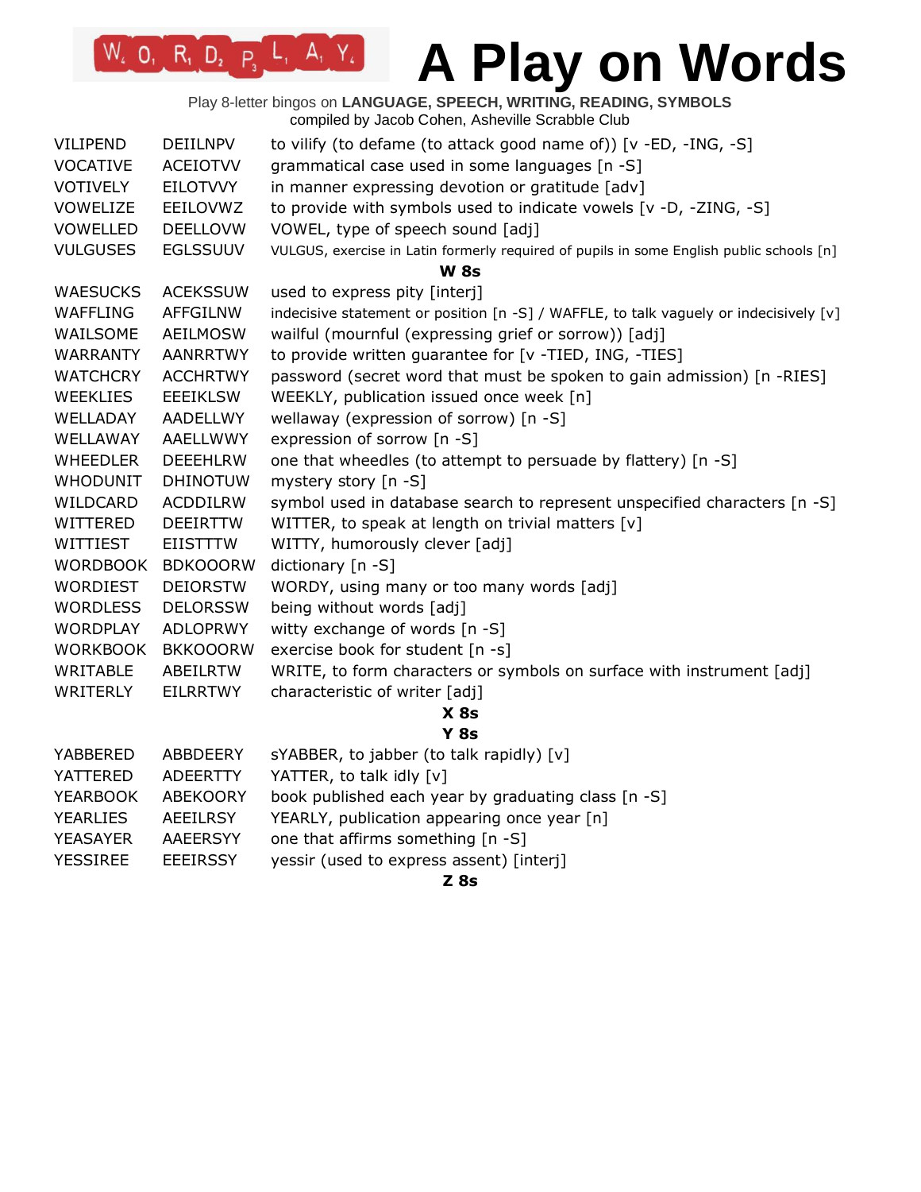# A Play on Words

Play 8-letter bingos on **LANGUAGE, SPEECH, WRITING, READING, SYMBOLS**
compiled by Jacob Cohen, Asheville Scrabble Club

| | | |
|---|---|---|
| VILIPEND | DEIILNPV | to vilify (to defame (to attack good name of)) [v -ED, -ING, -S] |
| VOCATIVE | ACEIOTVV | grammatical case used in some languages [n -S] |
| VOTIVELY | EILOTVVY | in manner expressing devotion or gratitude [adv] |
| VOWELIZE | EEILOVWZ | to provide with symbols used to indicate vowels [v -D, -ZING, -S] |
| VOWELLED | DEELLOVW | VOWEL, type of speech sound [adj] |
| VULGUSES | EGLSSUUV | VULGUS, exercise in Latin formerly required of pupils in some English public schools [n] |

**W 8s**

| | | |
|---|---|---|
| WAESUCKS | ACEKSSUW | used to express pity [interj] |
| WAFFLING | AFFGILNW | indecisive statement or position [n -S] / WAFFLE, to talk vaguely or indecisively [v] |
| WAILSOME | AEILMOSW | wailful (mournful (expressing grief or sorrow)) [adj] |
| WARRANTY | AANRRTWY | to provide written guarantee for [v -TIED, ING, -TIES] |
| WATCHCRY | ACCHRTWY | password (secret word that must be spoken to gain admission) [n -RIES] |
| WEEKLIES | EEEIKLSW | WEEKLY, publication issued once week [n] |
| WELLADAY | AADELLWY | wellaway (expression of sorrow) [n -S] |
| WELLAWAY | AAELLWWY | expression of sorrow [n -S] |
| WHEEDLER | DEEEHLRW | one that wheedles (to attempt to persuade by flattery) [n -S] |
| WHODUNIT | DHINOTUW | mystery story [n -S] |
| WILDCARD | ACDDILRW | symbol used in database search to represent unspecified characters [n -S] |
| WITTERED | DEEIRTTW | WITTER, to speak at length on trivial matters [v] |
| WITTIEST | EIISTTTW | WITTY, humorously clever [adj] |
| WORDBOOK | BDKOOORW | dictionary [n -S] |
| WORDIEST | DEIORSTW | WORDY, using many or too many words [adj] |
| WORDLESS | DELORSSW | being without words [adj] |
| WORDPLAY | ADLOPRWY | witty exchange of words [n -S] |
| WORKBOOK | BKKOOORW | exercise book for student [n -s] |
| WRITABLE | ABEILRTW | WRITE, to form characters or symbols on surface with instrument [adj] |
| WRITERLY | EILRRTWY | characteristic of writer [adj] |

**X 8s**

**Y 8s**

| | | |
|---|---|---|
| YABBERED | ABBDEERY | sYABBER, to jabber (to talk rapidly) [v] |
| YATTERED | ADEERTTY | YATTER, to talk idly [v] |
| YEARBOOK | ABEKOORY | book published each year by graduating class [n -S] |
| YEARLIES | AEEILRSY | YEARLY, publication appearing once year [n] |
| YEASAYER | AAEERSYY | one that affirms something [n -S] |
| YESSIREE | EEEIRSSY | yessir (used to express assent) [interj] |

**Z 8s**